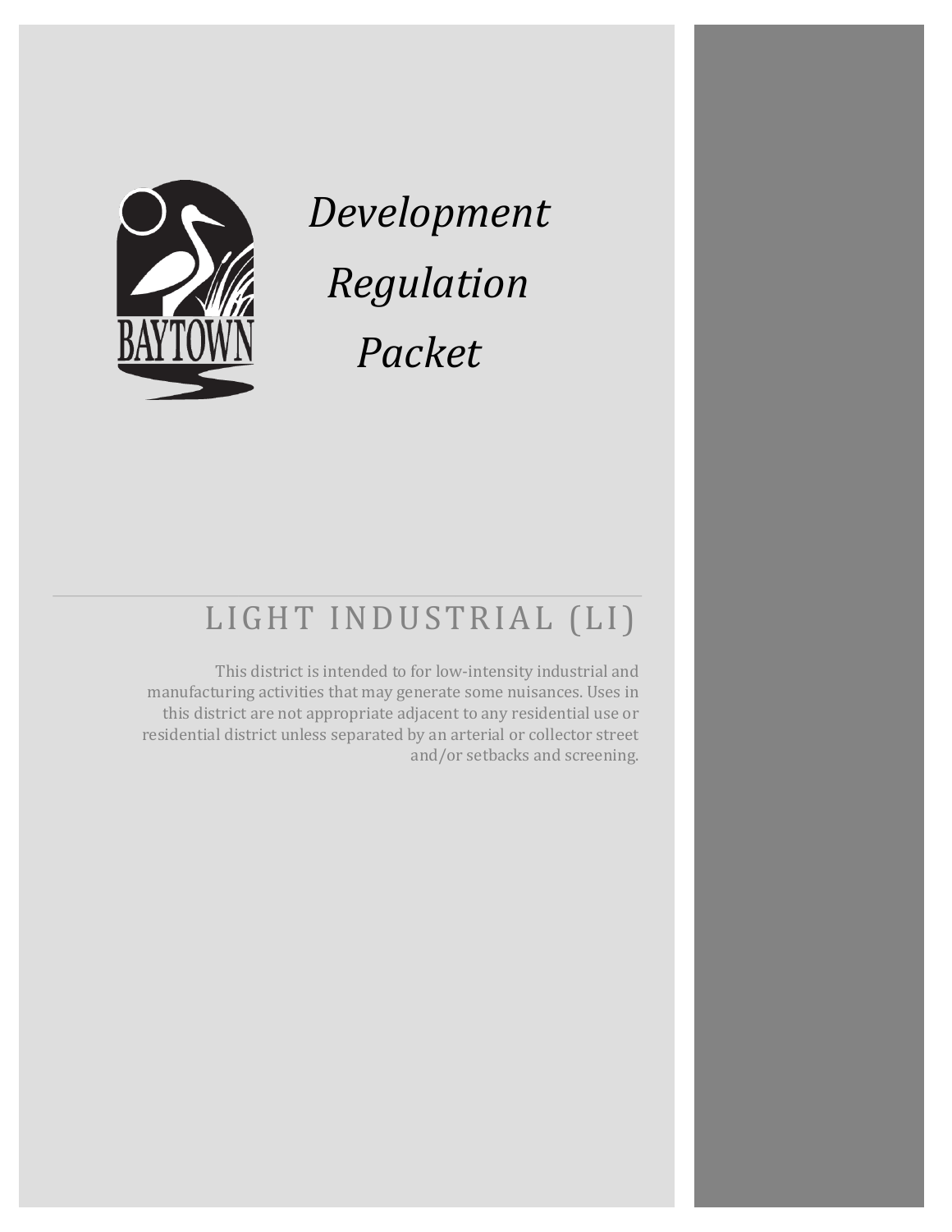# *Development Regulation Packet*

## LIGHT INDUSTRIAL (LI)

This district is intended to for low-intensity industrial and manufacturing activities that may generate some nuisances. Uses in this district are not appropriate adjacent to any residential use or residential district unless separated by an arterial or collector street and/or setbacks and screening.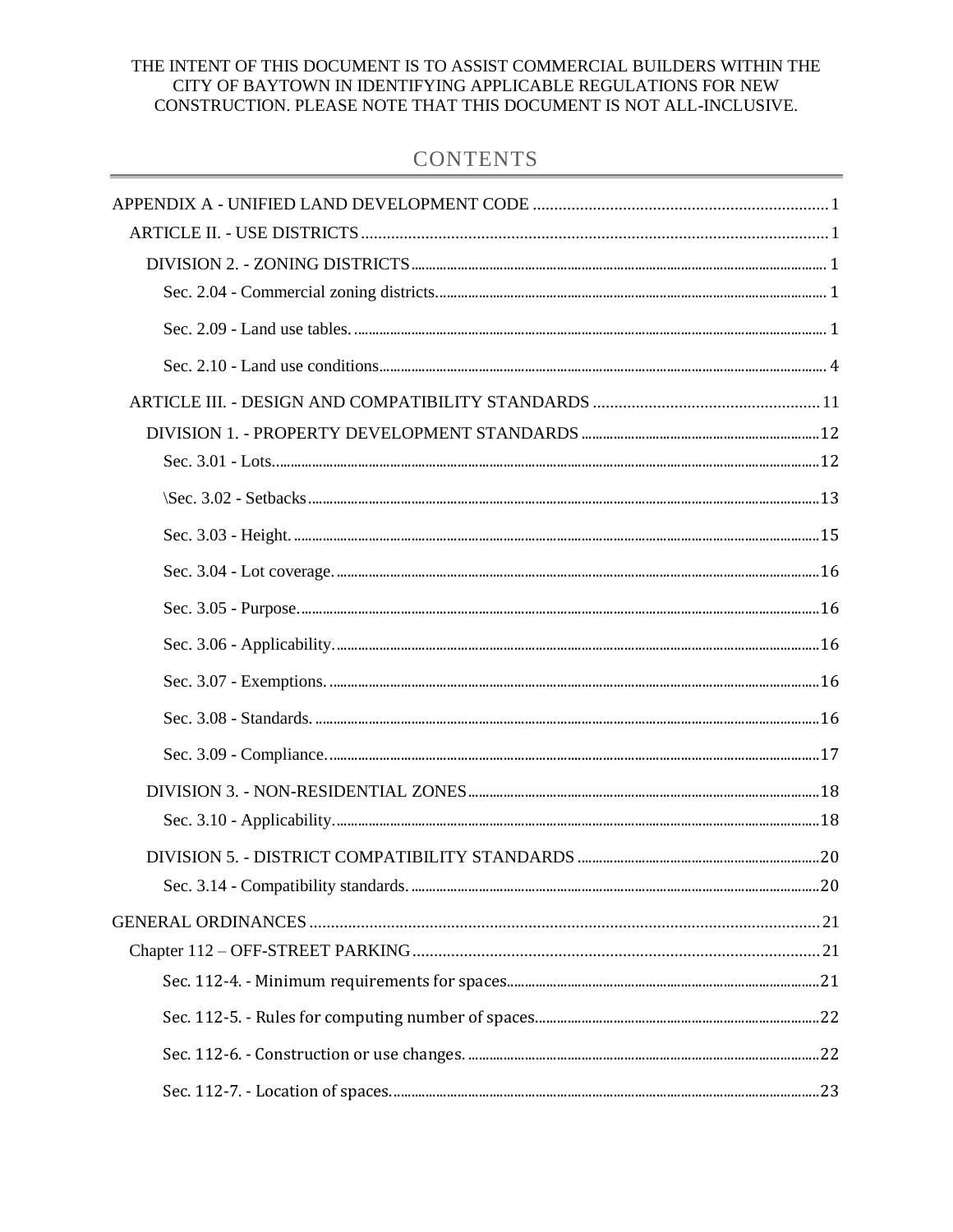THE INTENT OF THIS DOCUMENT IS TO ASSIST COMMERCIAL BUILDERS WITHIN THE CITY OF BAYTOWN IN IDENTIFYING APPLICABLE REGULATIONS FOR NEW CONSTRUCTION. PLEASE NOTE THAT THIS DOCUMENT IS NOT ALL-INCLUSIVE.

# CONTENTS

- APPENDIX A - UNIFIED LAND DEVELOPMENT CODE ........ 1
  - ARTICLE II. - USE DISTRICTS ........ 1
    - DIVISION 2. - ZONING DISTRICTS ........ 1
      - Sec. 2.04 - Commercial zoning districts. ........ 1
      - Sec. 2.09 - Land use tables. ........ 1
      - Sec. 2.10 - Land use conditions ........ 4
  - ARTICLE III. - DESIGN AND COMPATIBILITY STANDARDS ........ 11
    - DIVISION 1. - PROPERTY DEVELOPMENT STANDARDS ........ 12
      - Sec. 3.01 - Lots. ........ 12
      - \Sec. 3.02 - Setbacks ........ 13
      - Sec. 3.03 - Height. ........ 15
      - Sec. 3.04 - Lot coverage. ........ 16
      - Sec. 3.05 - Purpose. ........ 16
      - Sec. 3.06 - Applicability. ........ 16
      - Sec. 3.07 - Exemptions. ........ 16
      - Sec. 3.08 - Standards. ........ 16
      - Sec. 3.09 - Compliance. ........ 17
    - DIVISION 3. - NON-RESIDENTIAL ZONES ........ 18
      - Sec. 3.10 - Applicability. ........ 18
    - DIVISION 5. - DISTRICT COMPATIBILITY STANDARDS ........ 20
      - Sec. 3.14 - Compatibility standards. ........ 20
- GENERAL ORDINANCES ........ 21
  - Chapter 112 – OFF-STREET PARKING ........ 21
    - Sec. 112-4. - Minimum requirements for spaces ........ 21
    - Sec. 112-5. - Rules for computing number of spaces ........ 22
    - Sec. 112-6. - Construction or use changes. ........ 22
    - Sec. 112-7. - Location of spaces. ........ 23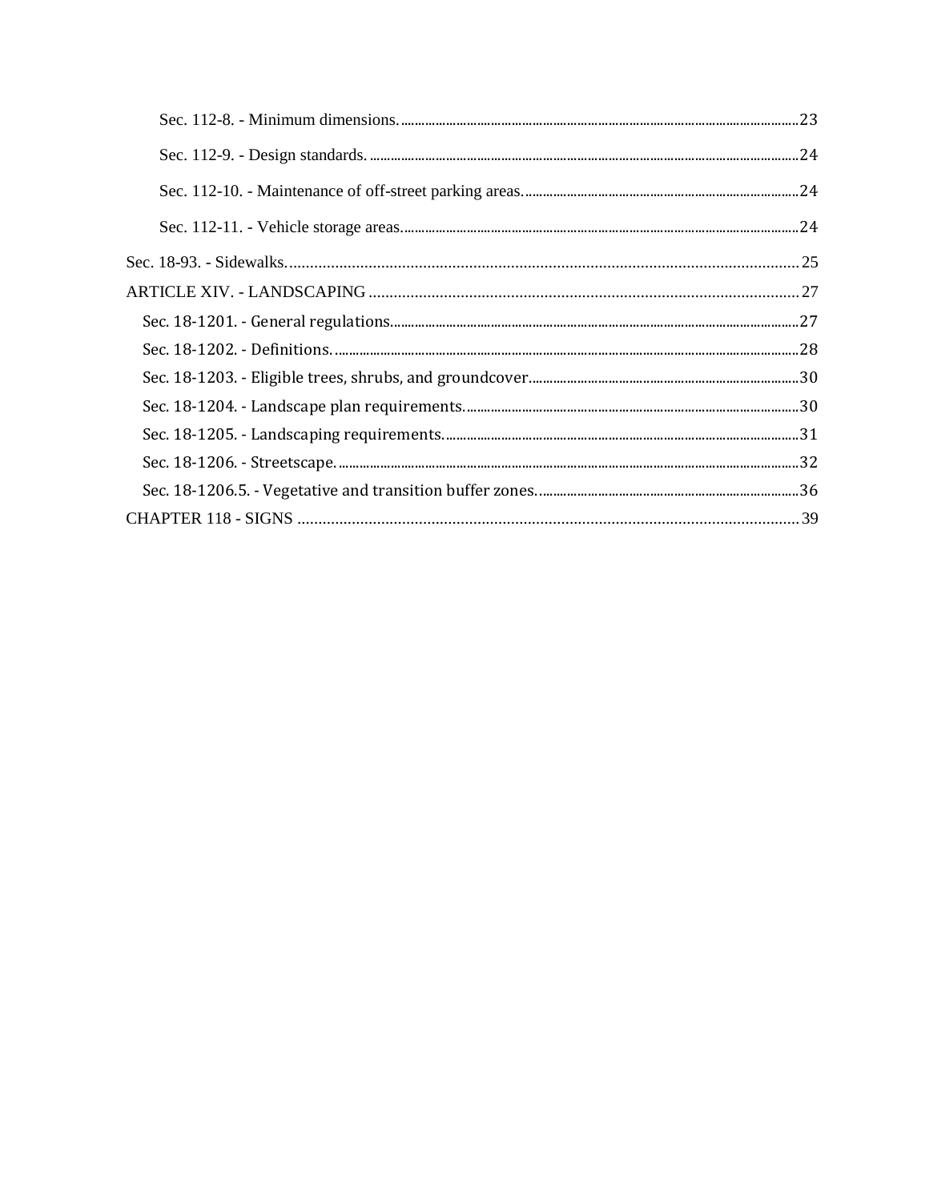Sec. 112-8. - Minimum dimensions. .....23

Sec. 112-9. - Design standards. .....24

Sec. 112-10. - Maintenance of off-street parking areas. .....24

Sec. 112-11. - Vehicle storage areas. .....24

Sec. 18-93. - Sidewalks. .....25

ARTICLE XIV. - LANDSCAPING .....27

Sec. 18-1201. - General regulations .....27

Sec. 18-1202. - Definitions. .....28

Sec. 18-1203. - Eligible trees, shrubs, and groundcover .....30

Sec. 18-1204. - Landscape plan requirements. .....30

Sec. 18-1205. - Landscaping requirements. .....31

Sec. 18-1206. - Streetscape. .....32

Sec. 18-1206.5. - Vegetative and transition buffer zones. .....36

CHAPTER 118 - SIGNS .....39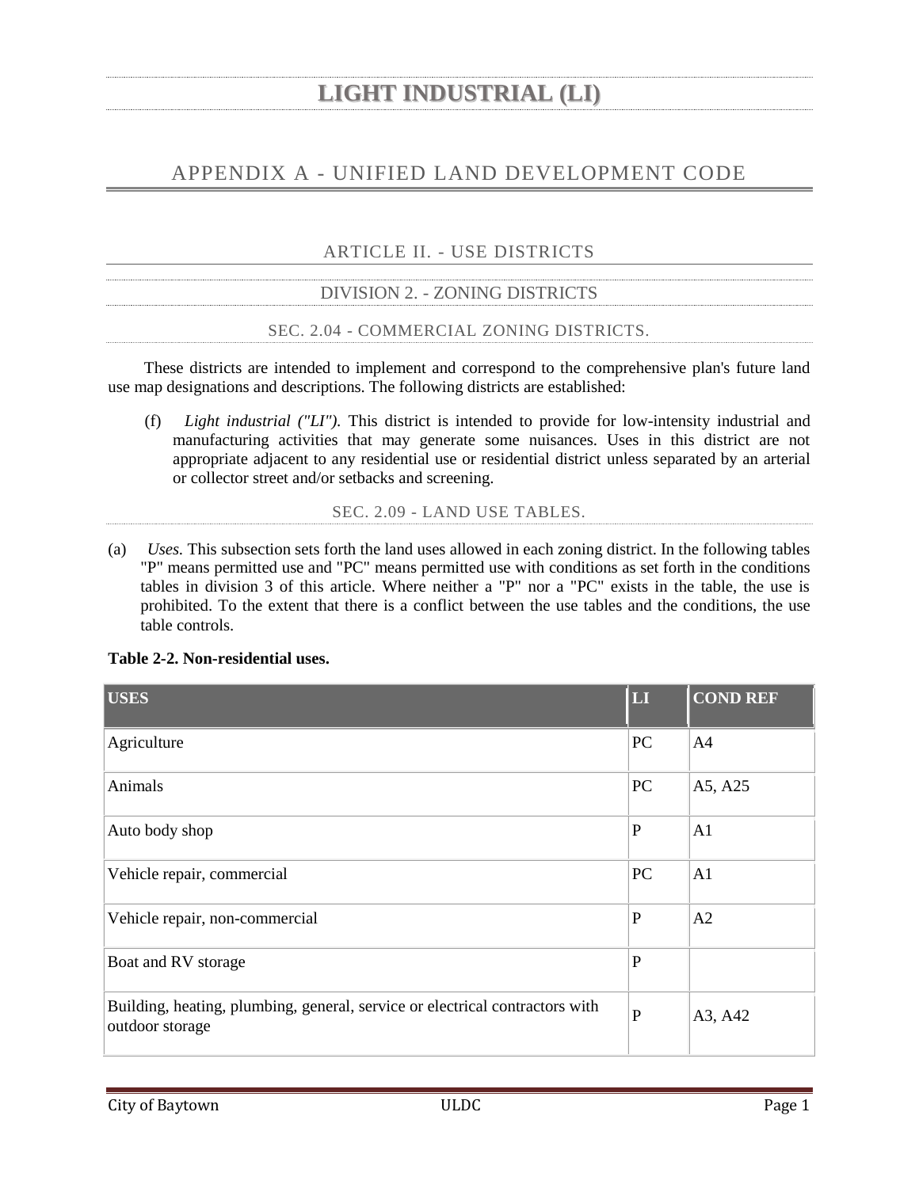# LIGHT INDUSTRIAL (LI)

## APPENDIX A - UNIFIED LAND DEVELOPMENT CODE

### ARTICLE II. - USE DISTRICTS

### DIVISION 2. - ZONING DISTRICTS

#### SEC. 2.04 - COMMERCIAL ZONING DISTRICTS.

These districts are intended to implement and correspond to the comprehensive plan's future land use map designations and descriptions. The following districts are established:

(f) *Light industrial ("LI").* This district is intended to provide for low-intensity industrial and manufacturing activities that may generate some nuisances. Uses in this district are not appropriate adjacent to any residential use or residential district unless separated by an arterial or collector street and/or setbacks and screening.

#### SEC. 2.09 - LAND USE TABLES.

(a) *Uses.* This subsection sets forth the land uses allowed in each zoning district. In the following tables "P" means permitted use and "PC" means permitted use with conditions as set forth in the conditions tables in division 3 of this article. Where neither a "P" nor a "PC" exists in the table, the use is prohibited. To the extent that there is a conflict between the use tables and the conditions, the use table controls.

**Table 2-2. Non-residential uses.**

| USES | LI | COND REF |
|---|---|---|
| Agriculture | PC | A4 |
| Animals | PC | A5, A25 |
| Auto body shop | P | A1 |
| Vehicle repair, commercial | PC | A1 |
| Vehicle repair, non-commercial | P | A2 |
| Boat and RV storage | P | |
| Building, heating, plumbing, general, service or electrical contractors with outdoor storage | P | A3, A42 |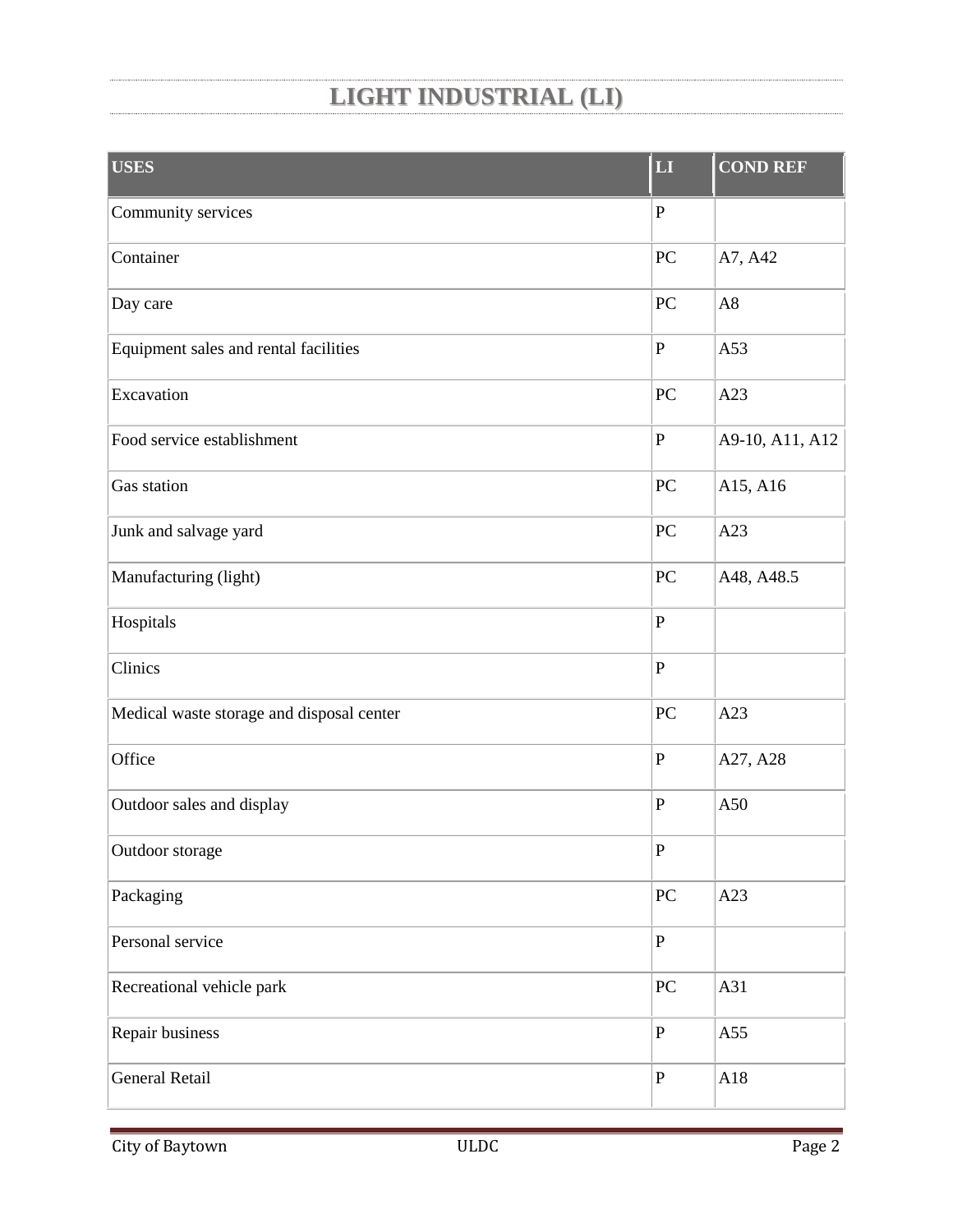# LIGHT INDUSTRIAL (LI)

| USES | LI | COND REF |
|---|---|---|
| Community services | P | |
| Container | PC | A7, A42 |
| Day care | PC | A8 |
| Equipment sales and rental facilities | P | A53 |
| Excavation | PC | A23 |
| Food service establishment | P | A9-10, A11, A12 |
| Gas station | PC | A15, A16 |
| Junk and salvage yard | PC | A23 |
| Manufacturing (light) | PC | A48, A48.5 |
| Hospitals | P | |
| Clinics | P | |
| Medical waste storage and disposal center | PC | A23 |
| Office | P | A27, A28 |
| Outdoor sales and display | P | A50 |
| Outdoor storage | P | |
| Packaging | PC | A23 |
| Personal service | P | |
| Recreational vehicle park | PC | A31 |
| Repair business | P | A55 |
| General Retail | P | A18 |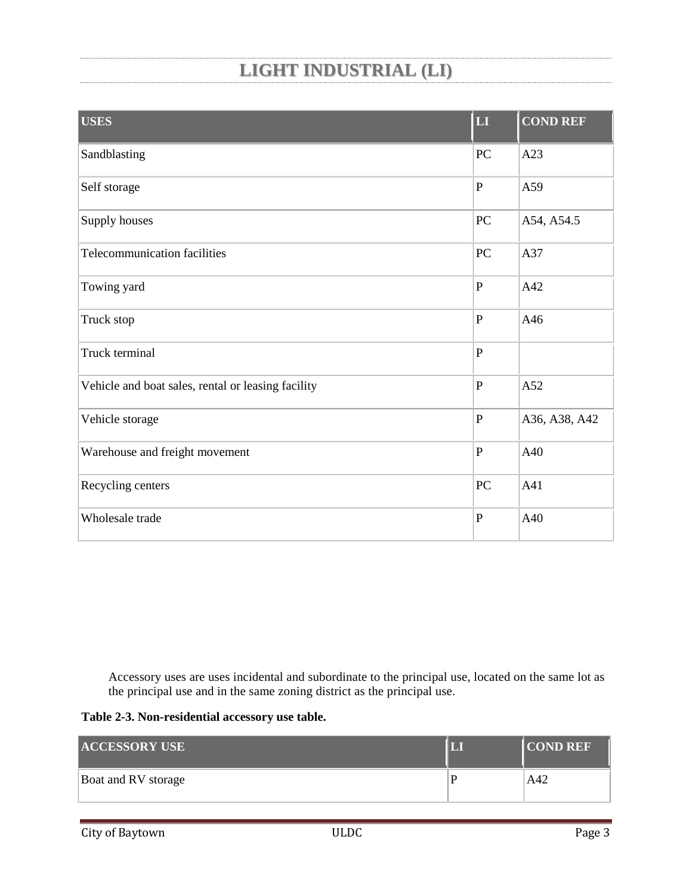# LIGHT INDUSTRIAL (LI)

| USES | LI | COND REF |
|---|---|---|
| Sandblasting | PC | A23 |
| Self storage | P | A59 |
| Supply houses | PC | A54, A54.5 |
| Telecommunication facilities | PC | A37 |
| Towing yard | P | A42 |
| Truck stop | P | A46 |
| Truck terminal | P | |
| Vehicle and boat sales, rental or leasing facility | P | A52 |
| Vehicle storage | P | A36, A38, A42 |
| Warehouse and freight movement | P | A40 |
| Recycling centers | PC | A41 |
| Wholesale trade | P | A40 |

Accessory uses are uses incidental and subordinate to the principal use, located on the same lot as the principal use and in the same zoning district as the principal use.

**Table 2-3. Non-residential accessory use table.**

| ACCESSORY USE | LI | COND REF |
|---|---|---|
| Boat and RV storage | P | A42 |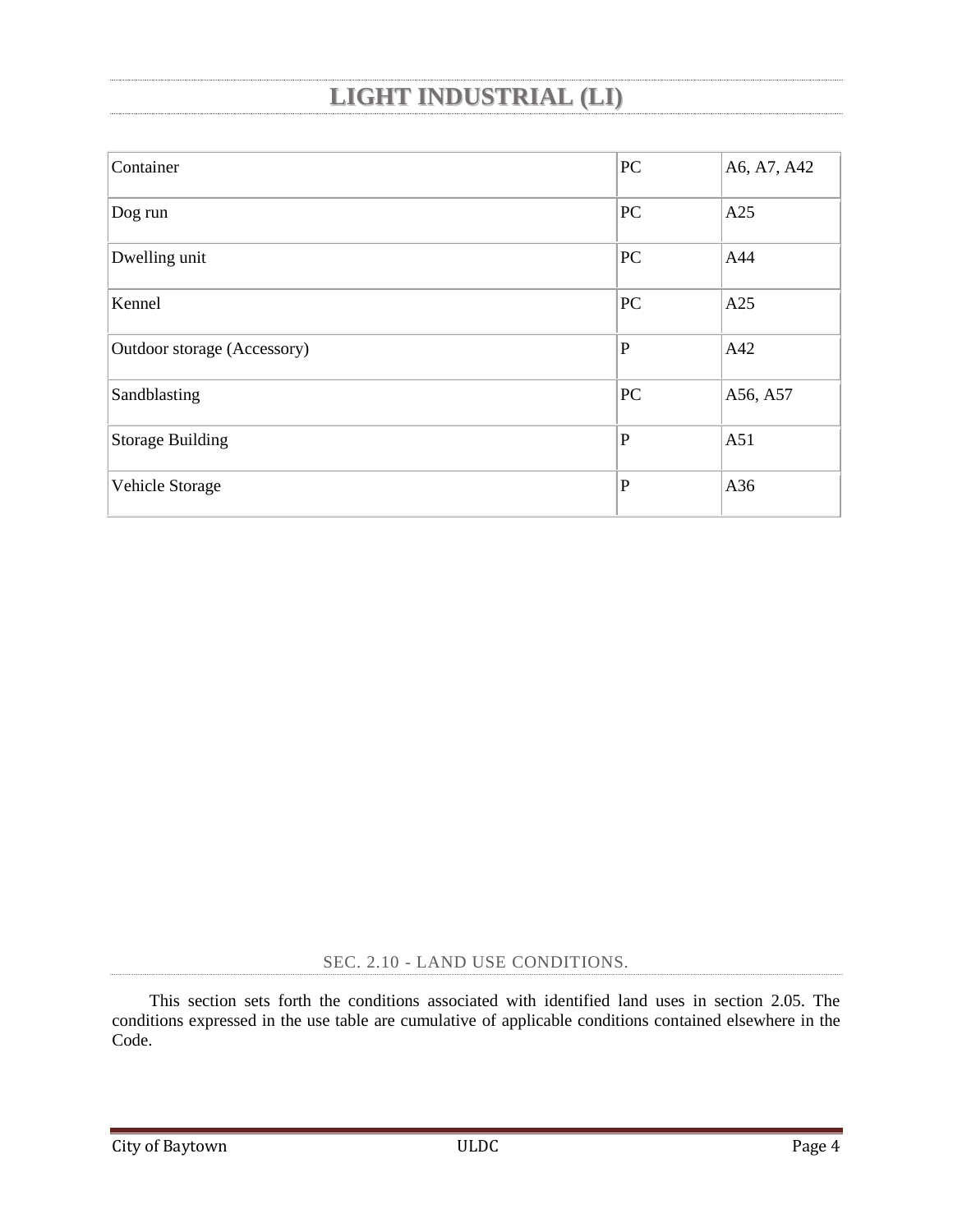# LIGHT INDUSTRIAL (LI)

| | | |
|---|---|---|
| Container | PC | A6, A7, A42 |
| Dog run | PC | A25 |
| Dwelling unit | PC | A44 |
| Kennel | PC | A25 |
| Outdoor storage (Accessory) | P | A42 |
| Sandblasting | PC | A56, A57 |
| Storage Building | P | A51 |
| Vehicle Storage | P | A36 |

## SEC. 2.10 - LAND USE CONDITIONS.

This section sets forth the conditions associated with identified land uses in section 2.05. The conditions expressed in the use table are cumulative of applicable conditions contained elsewhere in the Code.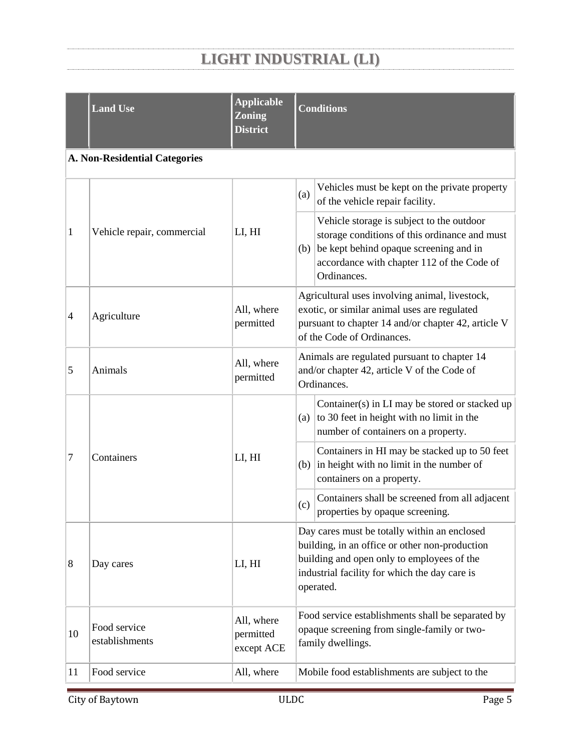# LIGHT INDUSTRIAL (LI)

| | Land Use | Applicable Zoning District | Conditions |
|---|---|---|---|
| **A. Non-Residential Categories** | | | |
| 1 | Vehicle repair, commercial | LI, HI | (a) Vehicles must be kept on the private property of the vehicle repair facility.<br>(b) Vehicle storage is subject to the outdoor storage conditions of this ordinance and must be kept behind opaque screening and in accordance with chapter 112 of the Code of Ordinances. |
| 4 | Agriculture | All, where permitted | Agricultural uses involving animal, livestock, exotic, or similar animal uses are regulated pursuant to chapter 14 and/or chapter 42, article V of the Code of Ordinances. |
| 5 | Animals | All, where permitted | Animals are regulated pursuant to chapter 14 and/or chapter 42, article V of the Code of Ordinances. |
| 7 | Containers | LI, HI | (a) Container(s) in LI may be stored or stacked up to 30 feet in height with no limit in the number of containers on a property.<br>(b) Containers in HI may be stacked up to 50 feet in height with no limit in the number of containers on a property.<br>(c) Containers shall be screened from all adjacent properties by opaque screening. |
| 8 | Day cares | LI, HI | Day cares must be totally within an enclosed building, in an office or other non-production building and open only to employees of the industrial facility for which the day care is operated. |
| 10 | Food service establishments | All, where permitted except ACE | Food service establishments shall be separated by opaque screening from single-family or two-family dwellings. |
| 11 | Food service | All, where | Mobile food establishments are subject to the |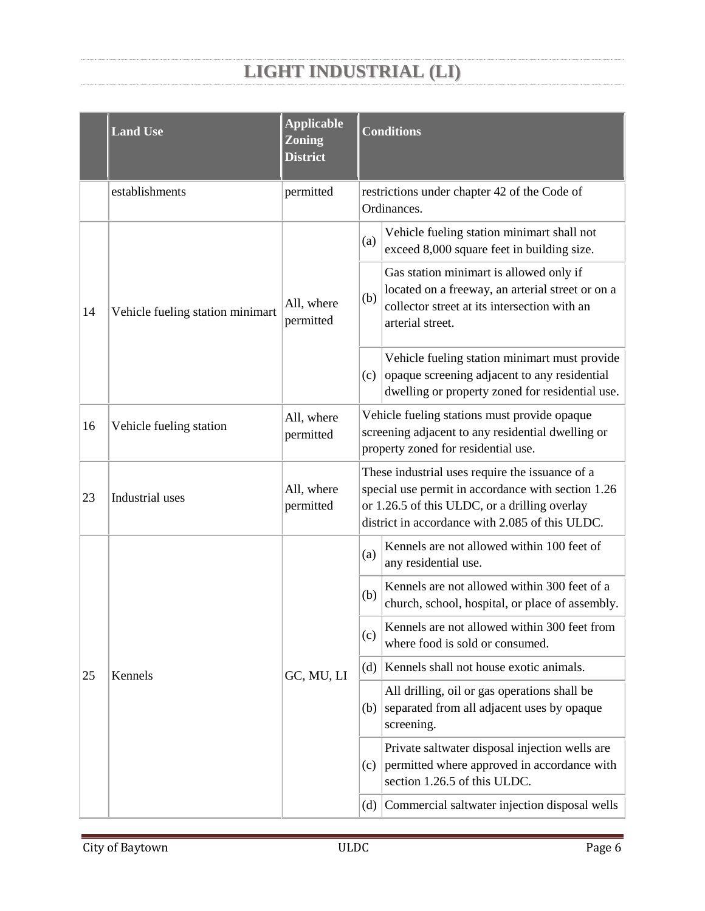# LIGHT INDUSTRIAL (LI)

| | Land Use | Applicable Zoning District | Conditions | |
|---|---|---|---|---|
| | establishments | permitted | restrictions under chapter 42 of the Code of Ordinances. | |
| 14 | Vehicle fueling station minimart | All, where permitted | (a) | Vehicle fueling station minimart shall not exceed 8,000 square feet in building size. |
| | | | (b) | Gas station minimart is allowed only if located on a freeway, an arterial street or on a collector street at its intersection with an arterial street. |
| | | | (c) | Vehicle fueling station minimart must provide opaque screening adjacent to any residential dwelling or property zoned for residential use. |
| 16 | Vehicle fueling station | All, where permitted | Vehicle fueling stations must provide opaque screening adjacent to any residential dwelling or property zoned for residential use. | |
| 23 | Industrial uses | All, where permitted | These industrial uses require the issuance of a special use permit in accordance with section 1.26 or 1.26.5 of this ULDC, or a drilling overlay district in accordance with 2.085 of this ULDC. | |
| 25 | Kennels | GC, MU, LI | (a) | Kennels are not allowed within 100 feet of any residential use. |
| | | | (b) | Kennels are not allowed within 300 feet of a church, school, hospital, or place of assembly. |
| | | | (c) | Kennels are not allowed within 300 feet from where food is sold or consumed. |
| | | | (d) | Kennels shall not house exotic animals. |
| | | | (b) | All drilling, oil or gas operations shall be separated from all adjacent uses by opaque screening. |
| | | | (c) | Private saltwater disposal injection wells are permitted where approved in accordance with section 1.26.5 of this ULDC. |
| | | | (d) | Commercial saltwater injection disposal wells |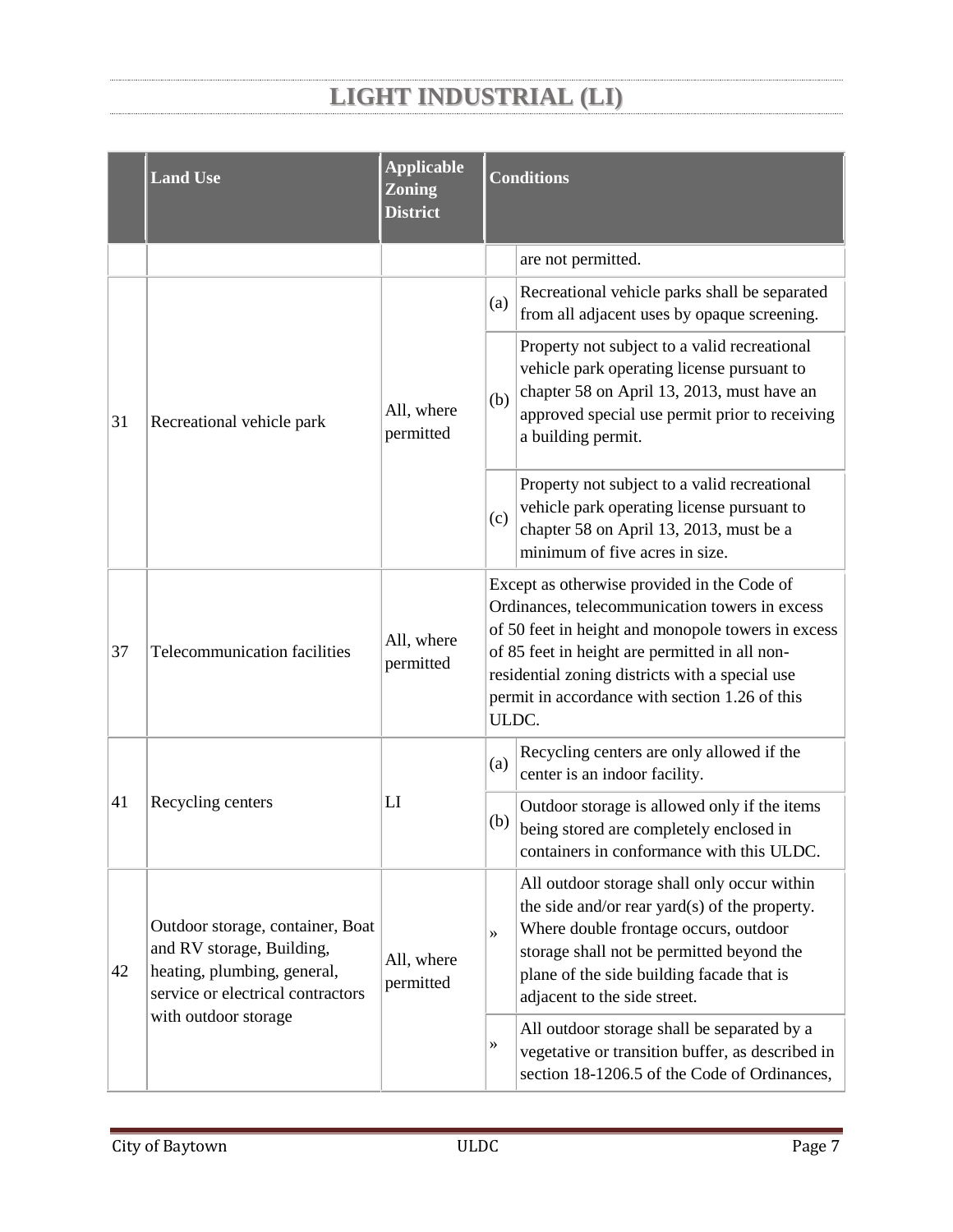# LIGHT INDUSTRIAL (LI)

| | Land Use | Applicable Zoning District | Conditions | |
|---|---|---|---|---|
| | | | | are not permitted. |
| 31 | Recreational vehicle park | All, where permitted | (a) | Recreational vehicle parks shall be separated from all adjacent uses by opaque screening. |
| | | | (b) | Property not subject to a valid recreational vehicle park operating license pursuant to chapter 58 on April 13, 2013, must have an approved special use permit prior to receiving a building permit. |
| | | | (c) | Property not subject to a valid recreational vehicle park operating license pursuant to chapter 58 on April 13, 2013, must be a minimum of five acres in size. |
| 37 | Telecommunication facilities | All, where permitted | Except as otherwise provided in the Code of Ordinances, telecommunication towers in excess of 50 feet in height and monopole towers in excess of 85 feet in height are permitted in all non-residential zoning districts with a special use permit in accordance with section 1.26 of this ULDC. | |
| 41 | Recycling centers | LI | (a) | Recycling centers are only allowed if the center is an indoor facility. |
| | | | (b) | Outdoor storage is allowed only if the items being stored are completely enclosed in containers in conformance with this ULDC. |
| 42 | Outdoor storage, container, Boat and RV storage, Building, heating, plumbing, general, service or electrical contractors with outdoor storage | All, where permitted | » | All outdoor storage shall only occur within the side and/or rear yard(s) of the property. Where double frontage occurs, outdoor storage shall not be permitted beyond the plane of the side building facade that is adjacent to the side street. |
| | | | » | All outdoor storage shall be separated by a vegetative or transition buffer, as described in section 18-1206.5 of the Code of Ordinances, |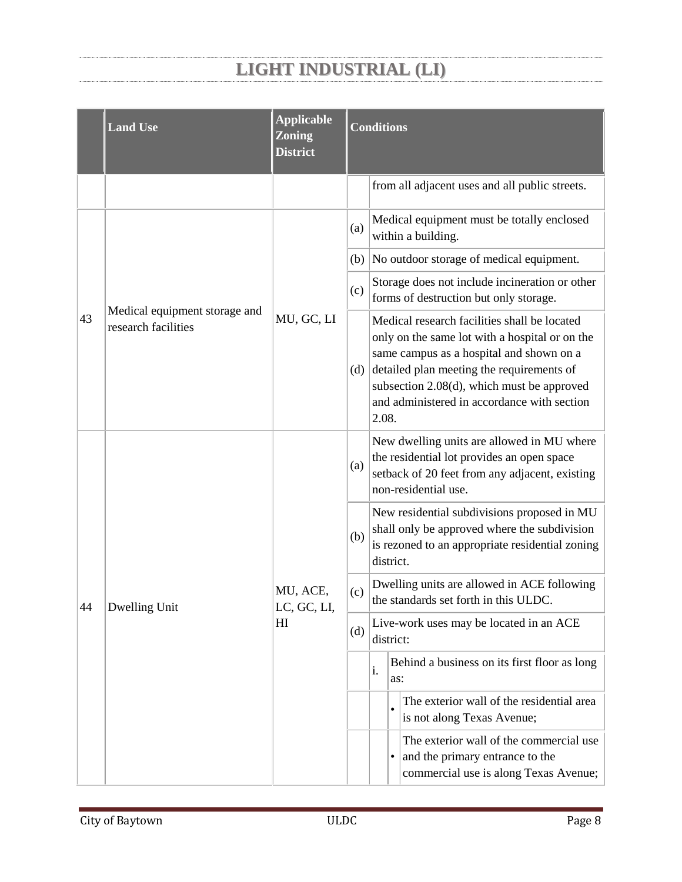# LIGHT INDUSTRIAL (LI)

| | Land Use | Applicable Zoning District | Conditions | | | |
|---|---|---|---|---|---|---|
| | | | | from all adjacent uses and all public streets. | | |
| 43 | Medical equipment storage and research facilities | MU, GC, LI | (a) | Medical equipment must be totally enclosed within a building. | | |
| | | | (b) | No outdoor storage of medical equipment. | | |
| | | | (c) | Storage does not include incineration or other forms of destruction but only storage. | | |
| | | | (d) | Medical research facilities shall be located only on the same lot with a hospital or on the same campus as a hospital and shown on a detailed plan meeting the requirements of subsection 2.08(d), which must be approved and administered in accordance with section 2.08. | | |
| 44 | Dwelling Unit | MU, ACE, LC, GC, LI, HI | (a) | New dwelling units are allowed in MU where the residential lot provides an open space setback of 20 feet from any adjacent, existing non-residential use. | | |
| | | | (b) | New residential subdivisions proposed in MU shall only be approved where the subdivision is rezoned to an appropriate residential zoning district. | | |
| | | | (c) | Dwelling units are allowed in ACE following the standards set forth in this ULDC. | | |
| | | | (d) | Live-work uses may be located in an ACE district: | | |
| | | | | i. | Behind a business on its first floor as long as: | |
| | | | | | • | The exterior wall of the residential area is not along Texas Avenue; |
| | | | | | • | The exterior wall of the commercial use and the primary entrance to the commercial use is along Texas Avenue; |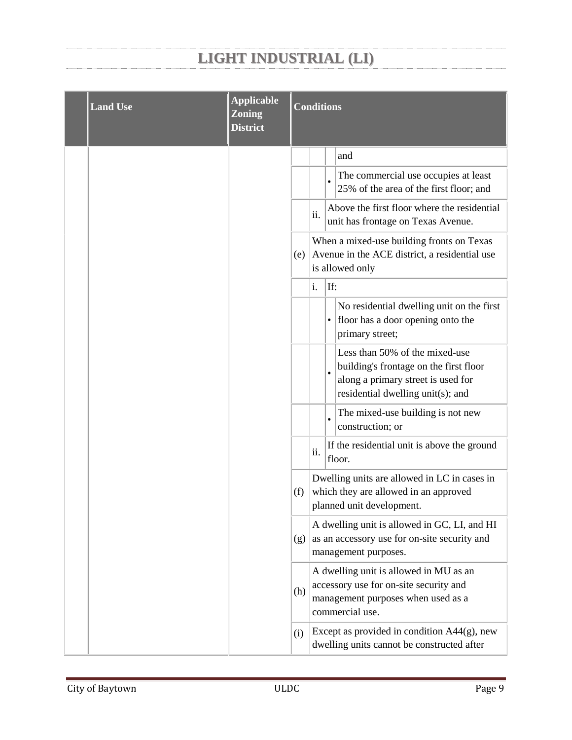# LIGHT INDUSTRIAL (LI)

| | Land Use | Applicable Zoning District | Conditions | | | |
|---|---|---|---|---|---|---|
| | | | | | | and |
| | | | | | • | The commercial use occupies at least 25% of the area of the first floor; and |
| | | | | ii. | Above the first floor where the residential unit has frontage on Texas Avenue. | |
| | | | (e) | When a mixed-use building fronts on Texas Avenue in the ACE district, a residential use is allowed only | | |
| | | | | i. | If: | |
| | | | | | • | No residential dwelling unit on the first floor has a door opening onto the primary street; |
| | | | | | • | Less than 50% of the mixed-use building's frontage on the first floor along a primary street is used for residential dwelling unit(s); and |
| | | | | | • | The mixed-use building is not new construction; or |
| | | | | ii. | If the residential unit is above the ground floor. | |
| | | | (f) | Dwelling units are allowed in LC in cases in which they are allowed in an approved planned unit development. | | |
| | | | (g) | A dwelling unit is allowed in GC, LI, and HI as an accessory use for on-site security and management purposes. | | |
| | | | (h) | A dwelling unit is allowed in MU as an accessory use for on-site security and management purposes when used as a commercial use. | | |
| | | | (i) | Except as provided in condition A44(g), new dwelling units cannot be constructed after | | |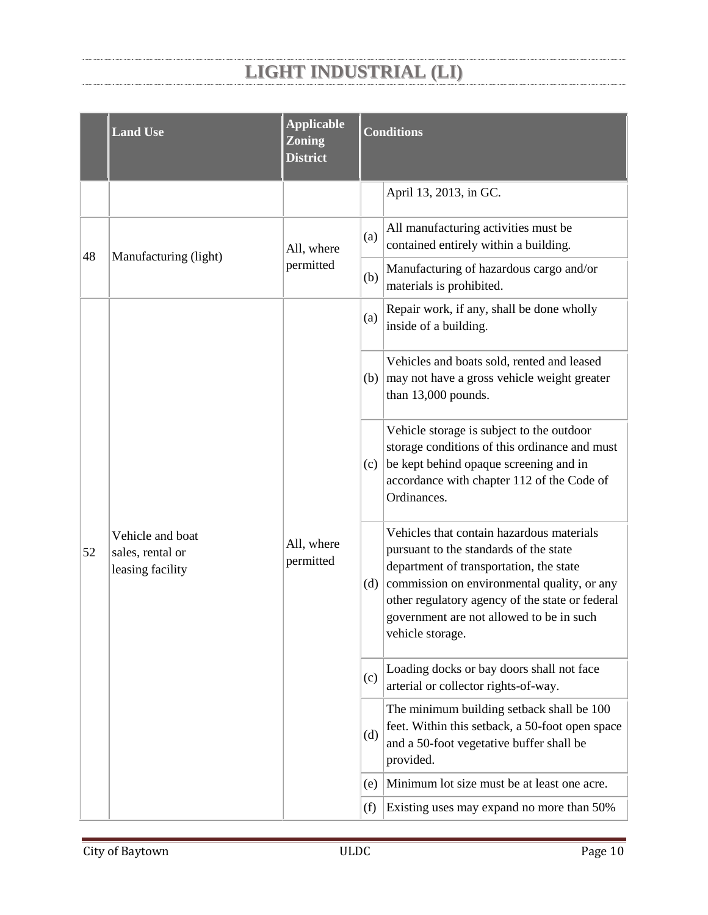# LIGHT INDUSTRIAL (LI)

| | Land Use | Applicable Zoning District | Conditions | |
|---|---|---|---|---|
| | | | | April 13, 2013, in GC. |
| 48 | Manufacturing (light) | All, where permitted | (a) | All manufacturing activities must be contained entirely within a building. |
| | | | (b) | Manufacturing of hazardous cargo and/or materials is prohibited. |
| 52 | Vehicle and boat sales, rental or leasing facility | All, where permitted | (a) | Repair work, if any, shall be done wholly inside of a building. |
| | | | (b) | Vehicles and boats sold, rented and leased may not have a gross vehicle weight greater than 13,000 pounds. |
| | | | (c) | Vehicle storage is subject to the outdoor storage conditions of this ordinance and must be kept behind opaque screening and in accordance with chapter 112 of the Code of Ordinances. |
| | | | (d) | Vehicles that contain hazardous materials pursuant to the standards of the state department of transportation, the state commission on environmental quality, or any other regulatory agency of the state or federal government are not allowed to be in such vehicle storage. |
| | | | (c) | Loading docks or bay doors shall not face arterial or collector rights-of-way. |
| | | | (d) | The minimum building setback shall be 100 feet. Within this setback, a 50-foot open space and a 50-foot vegetative buffer shall be provided. |
| | | | (e) | Minimum lot size must be at least one acre. |
| | | | (f) | Existing uses may expand no more than 50% |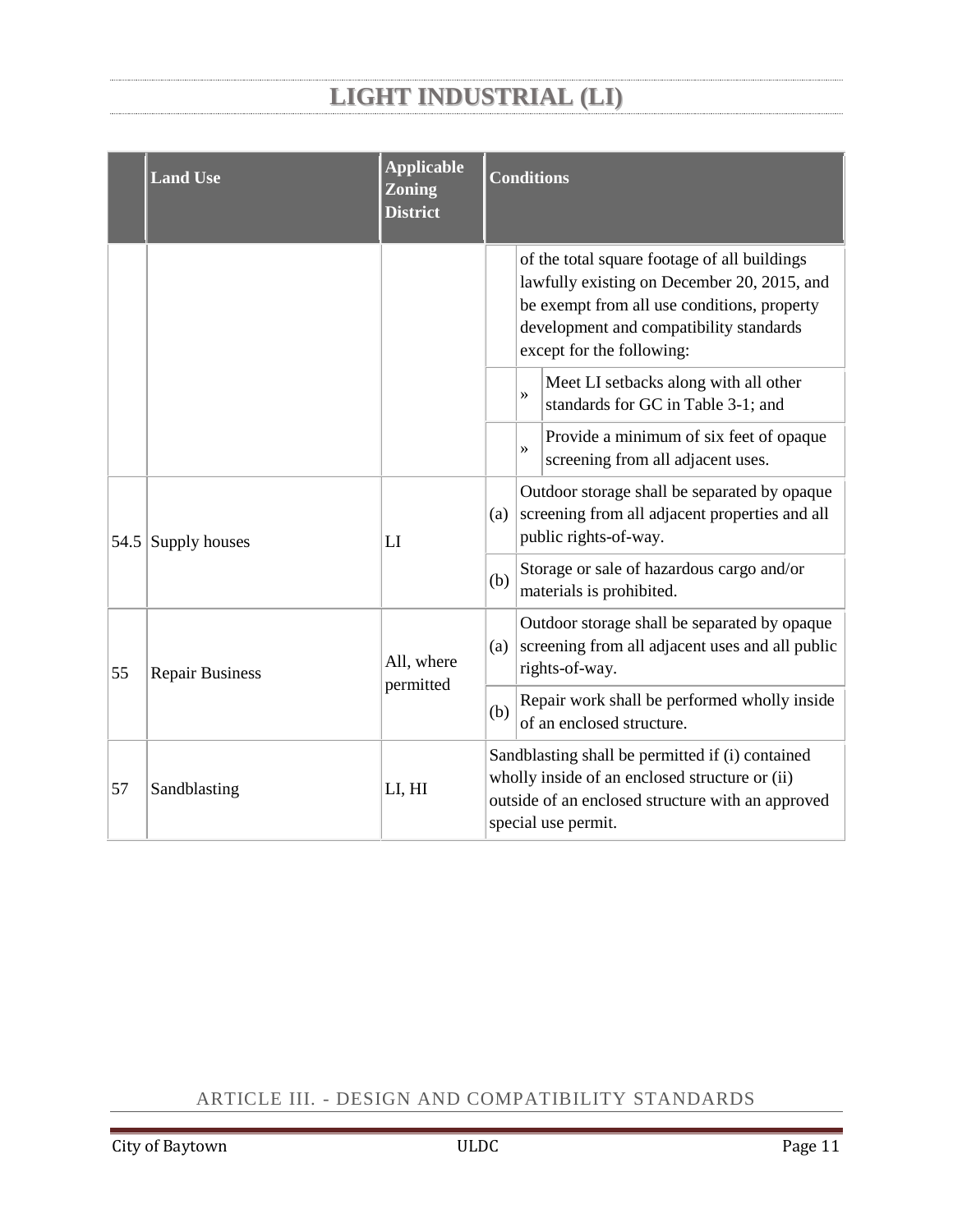# LIGHT INDUSTRIAL (LI)

| | Land Use | Applicable Zoning District | Conditions |
|---|---|---|---|
| | | | of the total square footage of all buildings lawfully existing on December 20, 2015, and be exempt from all use conditions, property development and compatibility standards except for the following: |
| | | | » Meet LI setbacks along with all other standards for GC in Table 3-1; and |
| | | | » Provide a minimum of six feet of opaque screening from all adjacent uses. |
| 54.5 | Supply houses | LI | (a) Outdoor storage shall be separated by opaque screening from all adjacent properties and all public rights-of-way. |
| | | | (b) Storage or sale of hazardous cargo and/or materials is prohibited. |
| 55 | Repair Business | All, where permitted | (a) Outdoor storage shall be separated by opaque screening from all adjacent uses and all public rights-of-way. |
| | | | (b) Repair work shall be performed wholly inside of an enclosed structure. |
| 57 | Sandblasting | LI, HI | Sandblasting shall be permitted if (i) contained wholly inside of an enclosed structure or (ii) outside of an enclosed structure with an approved special use permit. |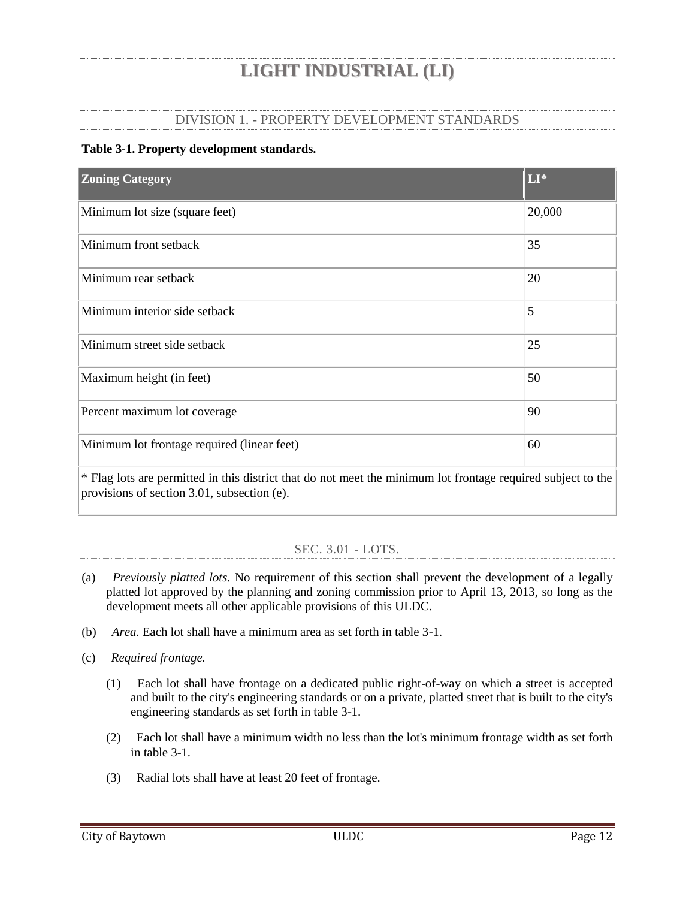# LIGHT INDUSTRIAL (LI)

## DIVISION 1. - PROPERTY DEVELOPMENT STANDARDS

**Table 3-1. Property development standards.**

| Zoning Category | LI* |
|---|---|
| Minimum lot size (square feet) | 20,000 |
| Minimum front setback | 35 |
| Minimum rear setback | 20 |
| Minimum interior side setback | 5 |
| Minimum street side setback | 25 |
| Maximum height (in feet) | 50 |
| Percent maximum lot coverage | 90 |
| Minimum lot frontage required (linear feet) | 60 |
| * Flag lots are permitted in this district that do not meet the minimum lot frontage required subject to the provisions of section 3.01, subsection (e). | |

### SEC. 3.01 - LOTS.

(a) *Previously platted lots.* No requirement of this section shall prevent the development of a legally platted lot approved by the planning and zoning commission prior to April 13, 2013, so long as the development meets all other applicable provisions of this ULDC.

(b) *Area.* Each lot shall have a minimum area as set forth in table 3-1.

(c) *Required frontage.*

(1) Each lot shall have frontage on a dedicated public right-of-way on which a street is accepted and built to the city's engineering standards or on a private, platted street that is built to the city's engineering standards as set forth in table 3-1.

(2) Each lot shall have a minimum width no less than the lot's minimum frontage width as set forth in table 3-1.

(3) Radial lots shall have at least 20 feet of frontage.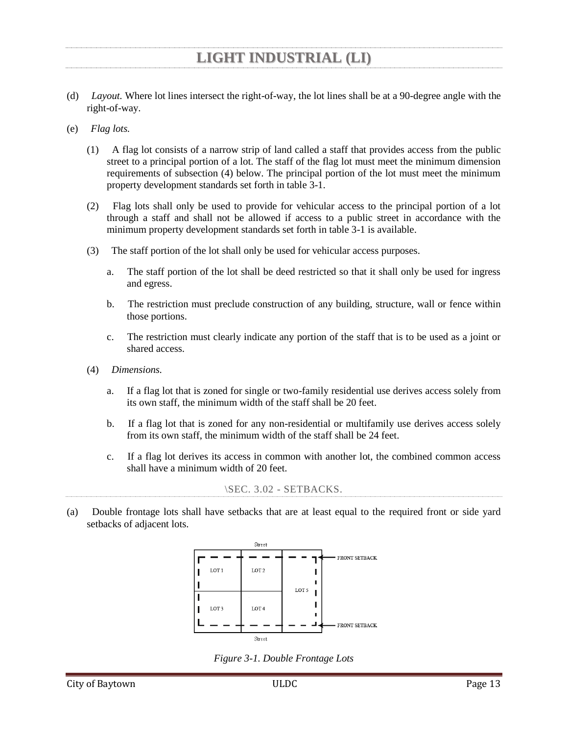(d) *Layout.* Where lot lines intersect the right-of-way, the lot lines shall be at a 90-degree angle with the right-of-way.

(e) *Flag lots.*

(1) A flag lot consists of a narrow strip of land called a staff that provides access from the public street to a principal portion of a lot. The staff of the flag lot must meet the minimum dimension requirements of subsection (4) below. The principal portion of the lot must meet the minimum property development standards set forth in table 3-1.

(2) Flag lots shall only be used to provide for vehicular access to the principal portion of a lot through a staff and shall not be allowed if access to a public street in accordance with the minimum property development standards set forth in table 3-1 is available.

(3) The staff portion of the lot shall only be used for vehicular access purposes.

a. The staff portion of the lot shall be deed restricted so that it shall only be used for ingress and egress.

b. The restriction must preclude construction of any building, structure, wall or fence within those portions.

c. The restriction must clearly indicate any portion of the staff that is to be used as a joint or shared access.

(4) *Dimensions.*

a. If a flag lot that is zoned for single or two-family residential use derives access solely from its own staff, the minimum width of the staff shall be 20 feet.

b. If a flag lot that is zoned for any non-residential or multifamily use derives access solely from its own staff, the minimum width of the staff shall be 24 feet.

c. If a flag lot derives its access in common with another lot, the combined common access shall have a minimum width of 20 feet.

## \SEC. 3.02 - SETBACKS.

(a) Double frontage lots shall have setbacks that are at least equal to the required front or side yard setbacks of adjacent lots.

*Figure 3-1. Double Frontage Lots*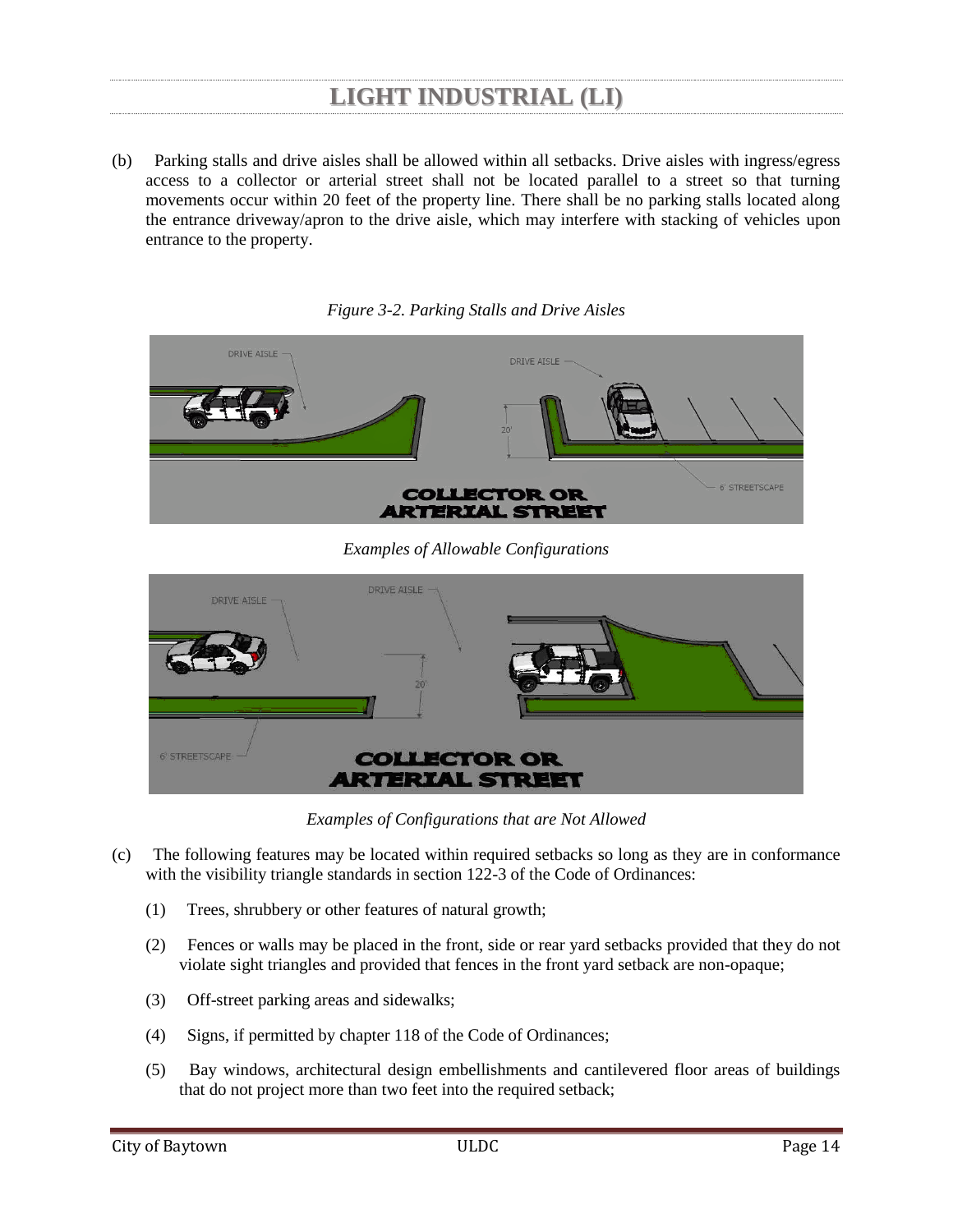(b) Parking stalls and drive aisles shall be allowed within all setbacks. Drive aisles with ingress/egress access to a collector or arterial street shall not be located parallel to a street so that turning movements occur within 20 feet of the property line. There shall be no parking stalls located along the entrance driveway/apron to the drive aisle, which may interfere with stacking of vehicles upon entrance to the property.

*Figure 3-2. Parking Stalls and Drive Aisles*

*Examples of Allowable Configurations*

*Examples of Configurations that are Not Allowed*

(c) The following features may be located within required setbacks so long as they are in conformance with the visibility triangle standards in section 122-3 of the Code of Ordinances:

(1) Trees, shrubbery or other features of natural growth;

(2) Fences or walls may be placed in the front, side or rear yard setbacks provided that they do not violate sight triangles and provided that fences in the front yard setback are non-opaque;

(3) Off-street parking areas and sidewalks;

(4) Signs, if permitted by chapter 118 of the Code of Ordinances;

(5) Bay windows, architectural design embellishments and cantilevered floor areas of buildings that do not project more than two feet into the required setback;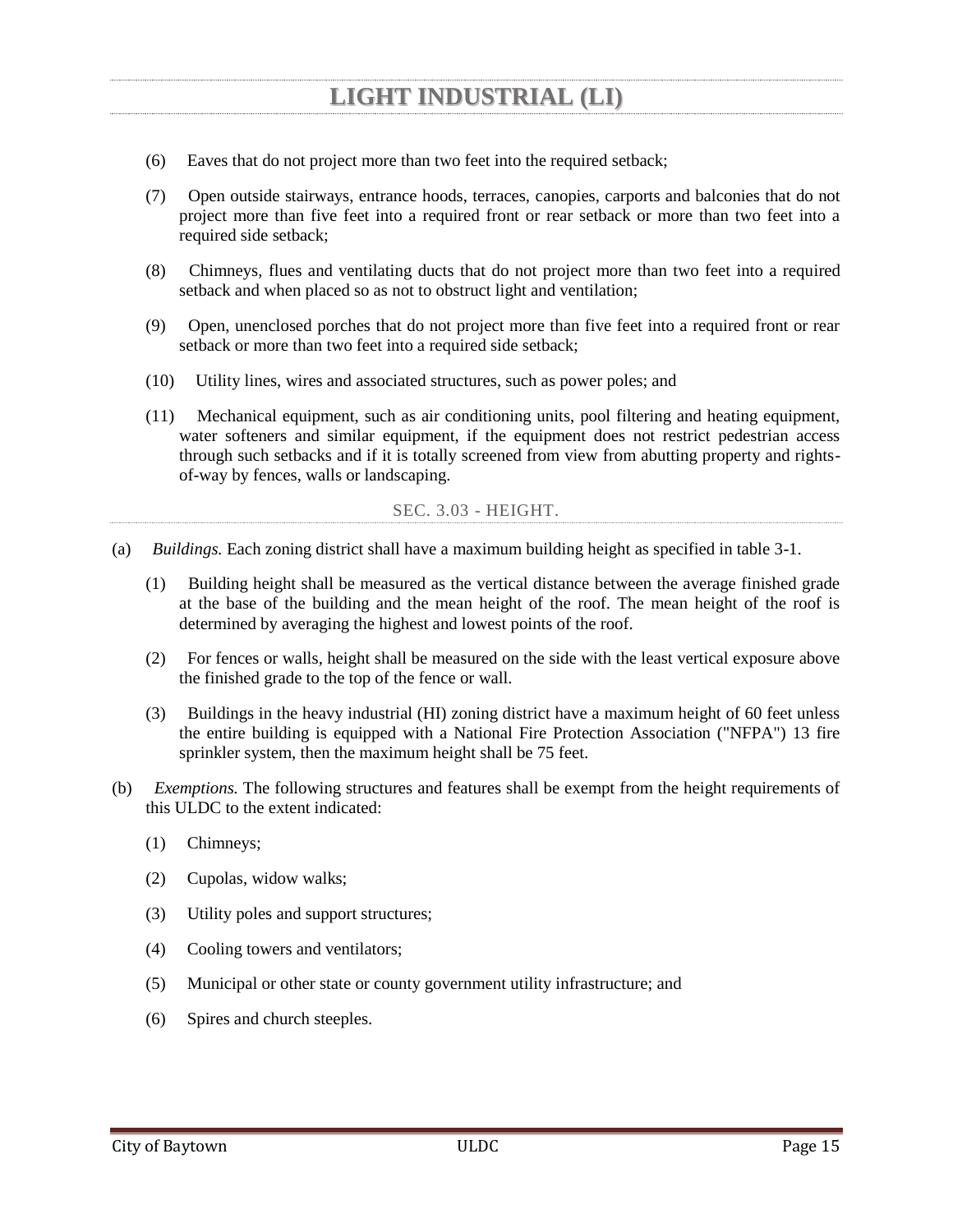(6) Eaves that do not project more than two feet into the required setback;

(7) Open outside stairways, entrance hoods, terraces, canopies, carports and balconies that do not project more than five feet into a required front or rear setback or more than two feet into a required side setback;

(8) Chimneys, flues and ventilating ducts that do not project more than two feet into a required setback and when placed so as not to obstruct light and ventilation;

(9) Open, unenclosed porches that do not project more than five feet into a required front or rear setback or more than two feet into a required side setback;

(10) Utility lines, wires and associated structures, such as power poles; and

(11) Mechanical equipment, such as air conditioning units, pool filtering and heating equipment, water softeners and similar equipment, if the equipment does not restrict pedestrian access through such setbacks and if it is totally screened from view from abutting property and rights-of-way by fences, walls or landscaping.

## SEC. 3.03 - HEIGHT.

(a) *Buildings.* Each zoning district shall have a maximum building height as specified in table 3-1.

(1) Building height shall be measured as the vertical distance between the average finished grade at the base of the building and the mean height of the roof. The mean height of the roof is determined by averaging the highest and lowest points of the roof.

(2) For fences or walls, height shall be measured on the side with the least vertical exposure above the finished grade to the top of the fence or wall.

(3) Buildings in the heavy industrial (HI) zoning district have a maximum height of 60 feet unless the entire building is equipped with a National Fire Protection Association ("NFPA") 13 fire sprinkler system, then the maximum height shall be 75 feet.

(b) *Exemptions.* The following structures and features shall be exempt from the height requirements of this ULDC to the extent indicated:

(1) Chimneys;

(2) Cupolas, widow walks;

(3) Utility poles and support structures;

(4) Cooling towers and ventilators;

(5) Municipal or other state or county government utility infrastructure; and

(6) Spires and church steeples.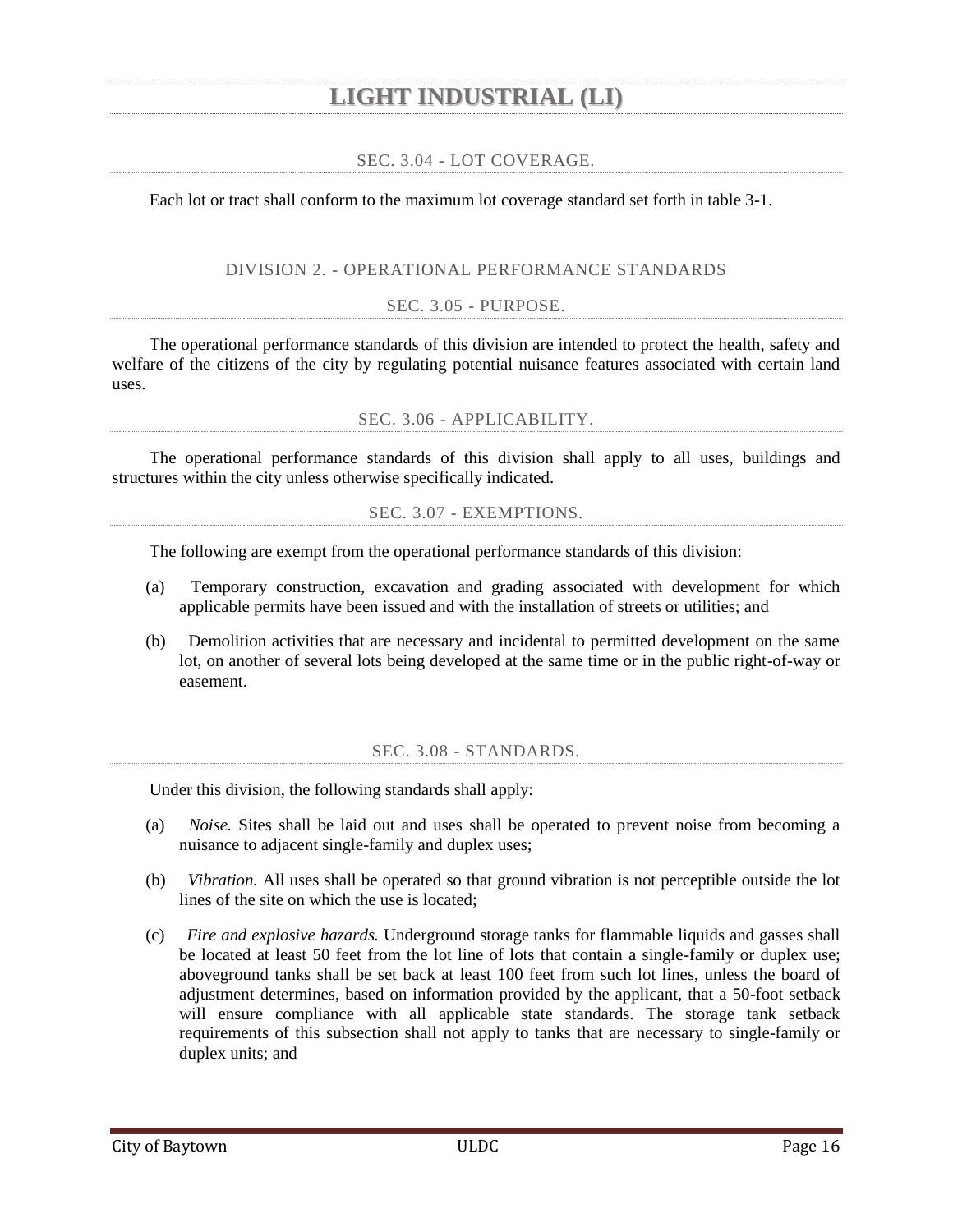# LIGHT INDUSTRIAL (LI)

### SEC. 3.04 - LOT COVERAGE.

Each lot or tract shall conform to the maximum lot coverage standard set forth in table 3-1.

## DIVISION 2. - OPERATIONAL PERFORMANCE STANDARDS

### SEC. 3.05 - PURPOSE.

The operational performance standards of this division are intended to protect the health, safety and welfare of the citizens of the city by regulating potential nuisance features associated with certain land uses.

### SEC. 3.06 - APPLICABILITY.

The operational performance standards of this division shall apply to all uses, buildings and structures within the city unless otherwise specifically indicated.

### SEC. 3.07 - EXEMPTIONS.

The following are exempt from the operational performance standards of this division:

(a) Temporary construction, excavation and grading associated with development for which applicable permits have been issued and with the installation of streets or utilities; and

(b) Demolition activities that are necessary and incidental to permitted development on the same lot, on another of several lots being developed at the same time or in the public right-of-way or easement.

### SEC. 3.08 - STANDARDS.

Under this division, the following standards shall apply:

(a) *Noise.* Sites shall be laid out and uses shall be operated to prevent noise from becoming a nuisance to adjacent single-family and duplex uses;

(b) *Vibration.* All uses shall be operated so that ground vibration is not perceptible outside the lot lines of the site on which the use is located;

(c) *Fire and explosive hazards.* Underground storage tanks for flammable liquids and gasses shall be located at least 50 feet from the lot line of lots that contain a single-family or duplex use; aboveground tanks shall be set back at least 100 feet from such lot lines, unless the board of adjustment determines, based on information provided by the applicant, that a 50-foot setback will ensure compliance with all applicable state standards. The storage tank setback requirements of this subsection shall not apply to tanks that are necessary to single-family or duplex units; and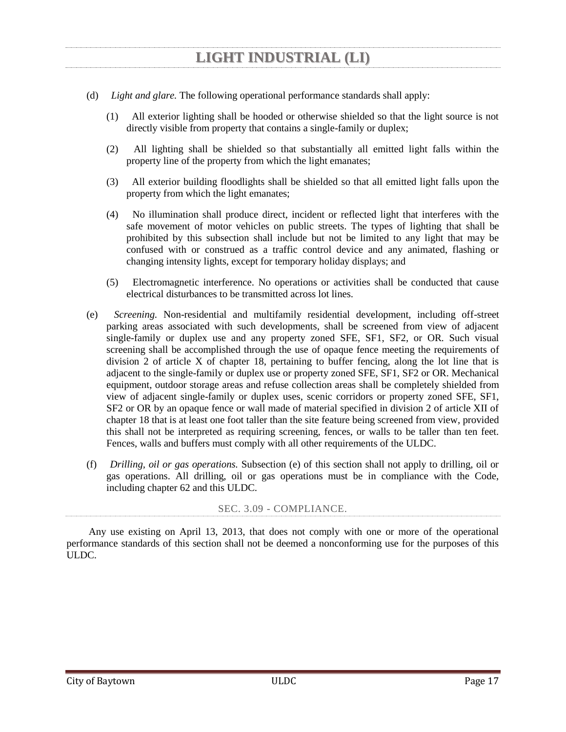(d) *Light and glare.* The following operational performance standards shall apply:

(1) All exterior lighting shall be hooded or otherwise shielded so that the light source is not directly visible from property that contains a single-family or duplex;

(2) All lighting shall be shielded so that substantially all emitted light falls within the property line of the property from which the light emanates;

(3) All exterior building floodlights shall be shielded so that all emitted light falls upon the property from which the light emanates;

(4) No illumination shall produce direct, incident or reflected light that interferes with the safe movement of motor vehicles on public streets. The types of lighting that shall be prohibited by this subsection shall include but not be limited to any light that may be confused with or construed as a traffic control device and any animated, flashing or changing intensity lights, except for temporary holiday displays; and

(5) Electromagnetic interference. No operations or activities shall be conducted that cause electrical disturbances to be transmitted across lot lines.

(e) *Screening.* Non-residential and multifamily residential development, including off-street parking areas associated with such developments, shall be screened from view of adjacent single-family or duplex use and any property zoned SFE, SF1, SF2, or OR. Such visual screening shall be accomplished through the use of opaque fence meeting the requirements of division 2 of article X of chapter 18, pertaining to buffer fencing, along the lot line that is adjacent to the single-family or duplex use or property zoned SFE, SF1, SF2 or OR. Mechanical equipment, outdoor storage areas and refuse collection areas shall be completely shielded from view of adjacent single-family or duplex uses, scenic corridors or property zoned SFE, SF1, SF2 or OR by an opaque fence or wall made of material specified in division 2 of article XII of chapter 18 that is at least one foot taller than the site feature being screened from view, provided this shall not be interpreted as requiring screening, fences, or walls to be taller than ten feet. Fences, walls and buffers must comply with all other requirements of the ULDC.

(f) *Drilling, oil or gas operations.* Subsection (e) of this section shall not apply to drilling, oil or gas operations. All drilling, oil or gas operations must be in compliance with the Code, including chapter 62 and this ULDC.

### SEC. 3.09 - COMPLIANCE.

Any use existing on April 13, 2013, that does not comply with one or more of the operational performance standards of this section shall not be deemed a nonconforming use for the purposes of this ULDC.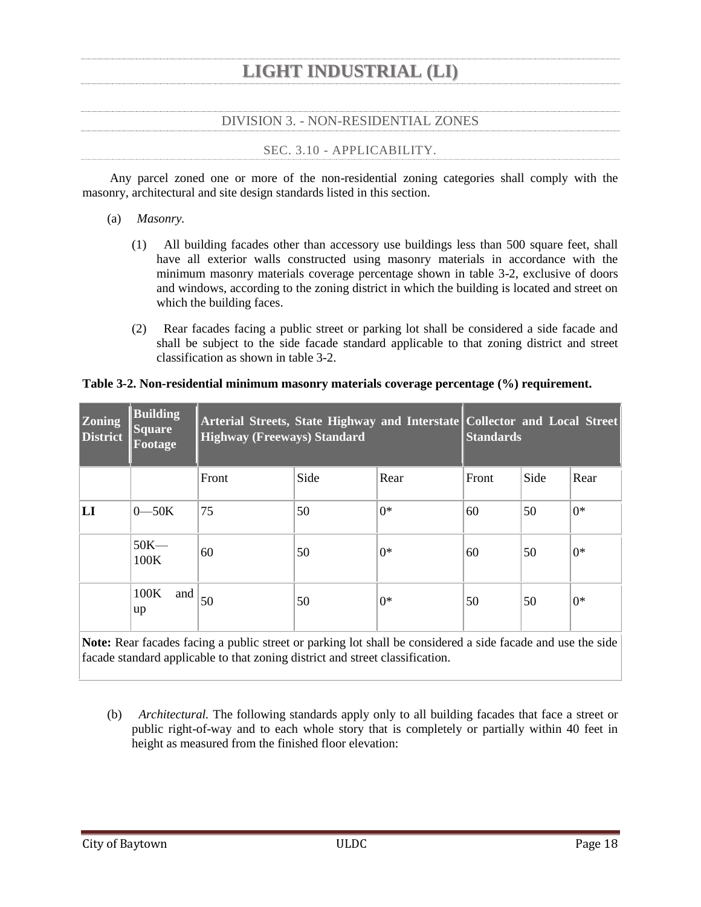# LIGHT INDUSTRIAL (LI)

## DIVISION 3. - NON-RESIDENTIAL ZONES

### SEC. 3.10 - APPLICABILITY.

Any parcel zoned one or more of the non-residential zoning categories shall comply with the masonry, architectural and site design standards listed in this section.

(a) *Masonry.*

(1) All building facades other than accessory use buildings less than 500 square feet, shall have all exterior walls constructed using masonry materials in accordance with the minimum masonry materials coverage percentage shown in table 3-2, exclusive of doors and windows, according to the zoning district in which the building is located and street on which the building faces.

(2) Rear facades facing a public street or parking lot shall be considered a side facade and shall be subject to the side facade standard applicable to that zoning district and street classification as shown in table 3-2.

**Table 3-2. Non-residential minimum masonry materials coverage percentage (%) requirement.**

| Zoning District | Building Square Footage | Arterial Streets, State Highway and Interstate Highway (Freeways) Standard | | | Collector and Local Street Standards | | |
|---|---|---|---|---|---|---|---|
| | | Front | Side | Rear | Front | Side | Rear |
| **LI** | 0—50K | 75 | 50 | 0* | 60 | 50 | 0* |
| | 50K—100K | 60 | 50 | 0* | 60 | 50 | 0* |
| | 100K and up | 50 | 50 | 0* | 50 | 50 | 0* |

**Note:** Rear facades facing a public street or parking lot shall be considered a side facade and use the side facade standard applicable to that zoning district and street classification.

(b) *Architectural.* The following standards apply only to all building facades that face a street or public right-of-way and to each whole story that is completely or partially within 40 feet in height as measured from the finished floor elevation: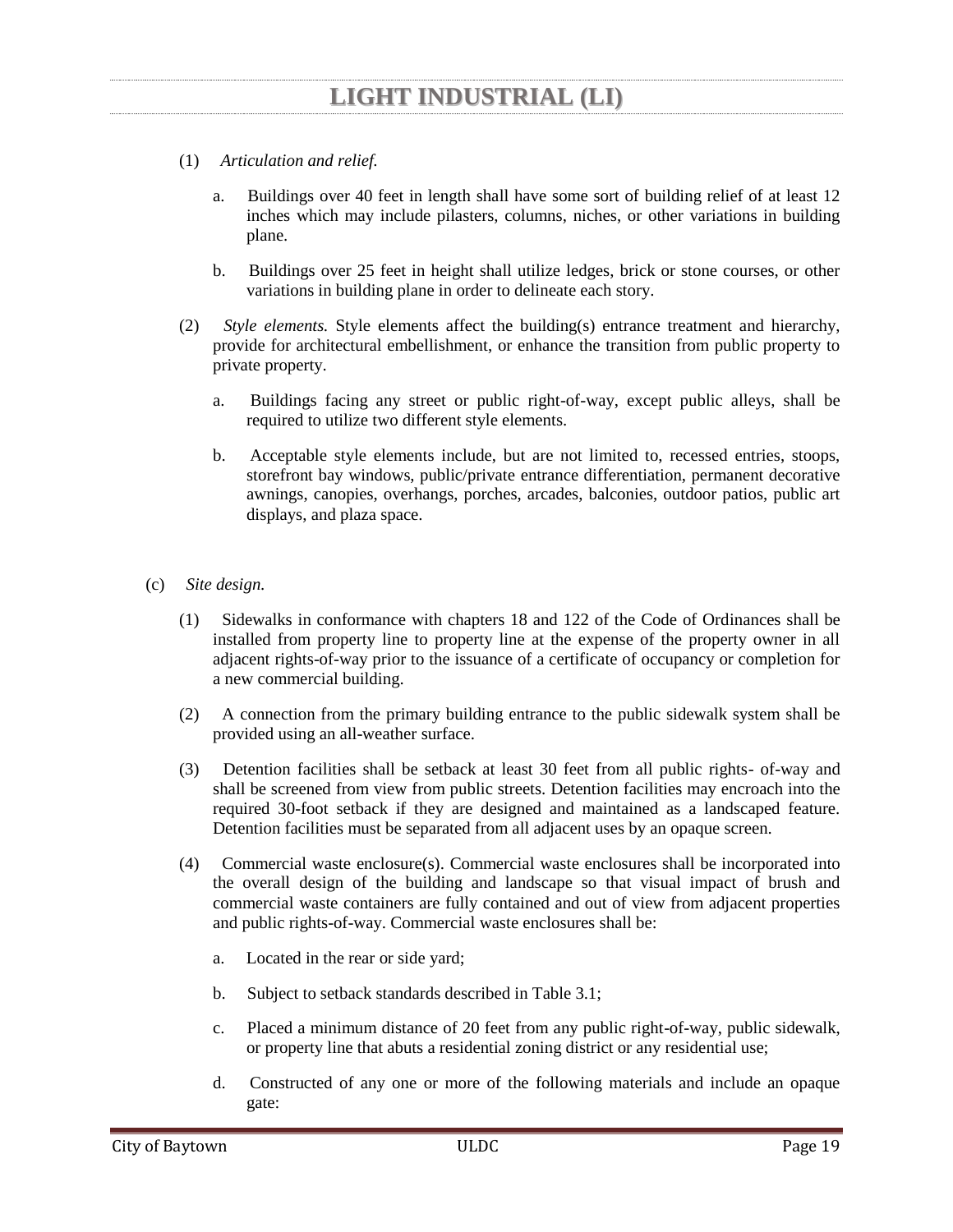# LIGHT INDUSTRIAL (LI)

(1) *Articulation and relief.*

a. Buildings over 40 feet in length shall have some sort of building relief of at least 12 inches which may include pilasters, columns, niches, or other variations in building plane.

b. Buildings over 25 feet in height shall utilize ledges, brick or stone courses, or other variations in building plane in order to delineate each story.

(2) *Style elements.* Style elements affect the building(s) entrance treatment and hierarchy, provide for architectural embellishment, or enhance the transition from public property to private property.

a. Buildings facing any street or public right-of-way, except public alleys, shall be required to utilize two different style elements.

b. Acceptable style elements include, but are not limited to, recessed entries, stoops, storefront bay windows, public/private entrance differentiation, permanent decorative awnings, canopies, overhangs, porches, arcades, balconies, outdoor patios, public art displays, and plaza space.

(c) *Site design.*

(1) Sidewalks in conformance with chapters 18 and 122 of the Code of Ordinances shall be installed from property line to property line at the expense of the property owner in all adjacent rights-of-way prior to the issuance of a certificate of occupancy or completion for a new commercial building.

(2) A connection from the primary building entrance to the public sidewalk system shall be provided using an all-weather surface.

(3) Detention facilities shall be setback at least 30 feet from all public rights- of-way and shall be screened from view from public streets. Detention facilities may encroach into the required 30-foot setback if they are designed and maintained as a landscaped feature. Detention facilities must be separated from all adjacent uses by an opaque screen.

(4) Commercial waste enclosure(s). Commercial waste enclosures shall be incorporated into the overall design of the building and landscape so that visual impact of brush and commercial waste containers are fully contained and out of view from adjacent properties and public rights-of-way. Commercial waste enclosures shall be:

a. Located in the rear or side yard;

b. Subject to setback standards described in Table 3.1;

c. Placed a minimum distance of 20 feet from any public right-of-way, public sidewalk, or property line that abuts a residential zoning district or any residential use;

d. Constructed of any one or more of the following materials and include an opaque gate: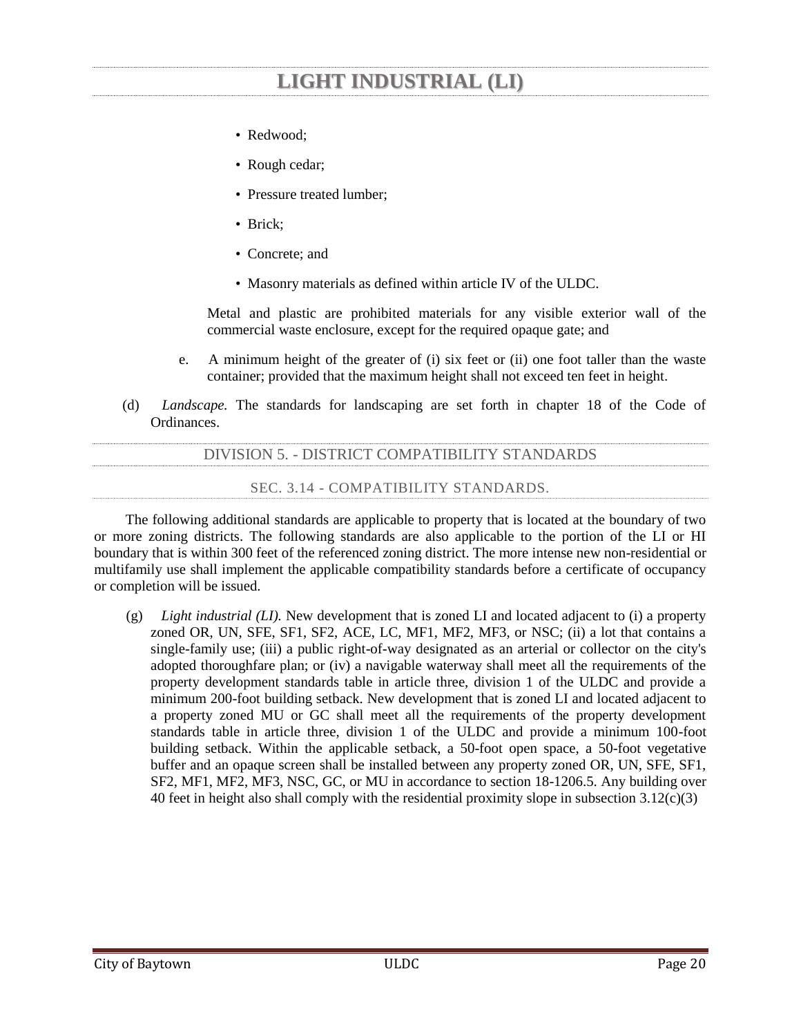- Redwood;
- Rough cedar;
- Pressure treated lumber;
- Brick;
- Concrete; and
- Masonry materials as defined within article IV of the ULDC.

Metal and plastic are prohibited materials for any visible exterior wall of the commercial waste enclosure, except for the required opaque gate; and

e. A minimum height of the greater of (i) six feet or (ii) one foot taller than the waste container; provided that the maximum height shall not exceed ten feet in height.

(d) *Landscape.* The standards for landscaping are set forth in chapter 18 of the Code of Ordinances.

## DIVISION 5. - DISTRICT COMPATIBILITY STANDARDS

### SEC. 3.14 - COMPATIBILITY STANDARDS.

The following additional standards are applicable to property that is located at the boundary of two or more zoning districts. The following standards are also applicable to the portion of the LI or HI boundary that is within 300 feet of the referenced zoning district. The more intense new non-residential or multifamily use shall implement the applicable compatibility standards before a certificate of occupancy or completion will be issued.

(g) *Light industrial (LI).* New development that is zoned LI and located adjacent to (i) a property zoned OR, UN, SFE, SF1, SF2, ACE, LC, MF1, MF2, MF3, or NSC; (ii) a lot that contains a single-family use; (iii) a public right-of-way designated as an arterial or collector on the city's adopted thoroughfare plan; or (iv) a navigable waterway shall meet all the requirements of the property development standards table in article three, division 1 of the ULDC and provide a minimum 200-foot building setback. New development that is zoned LI and located adjacent to a property zoned MU or GC shall meet all the requirements of the property development standards table in article three, division 1 of the ULDC and provide a minimum 100-foot building setback. Within the applicable setback, a 50-foot open space, a 50-foot vegetative buffer and an opaque screen shall be installed between any property zoned OR, UN, SFE, SF1, SF2, MF1, MF2, MF3, NSC, GC, or MU in accordance to section 18-1206.5. Any building over 40 feet in height also shall comply with the residential proximity slope in subsection 3.12(c)(3)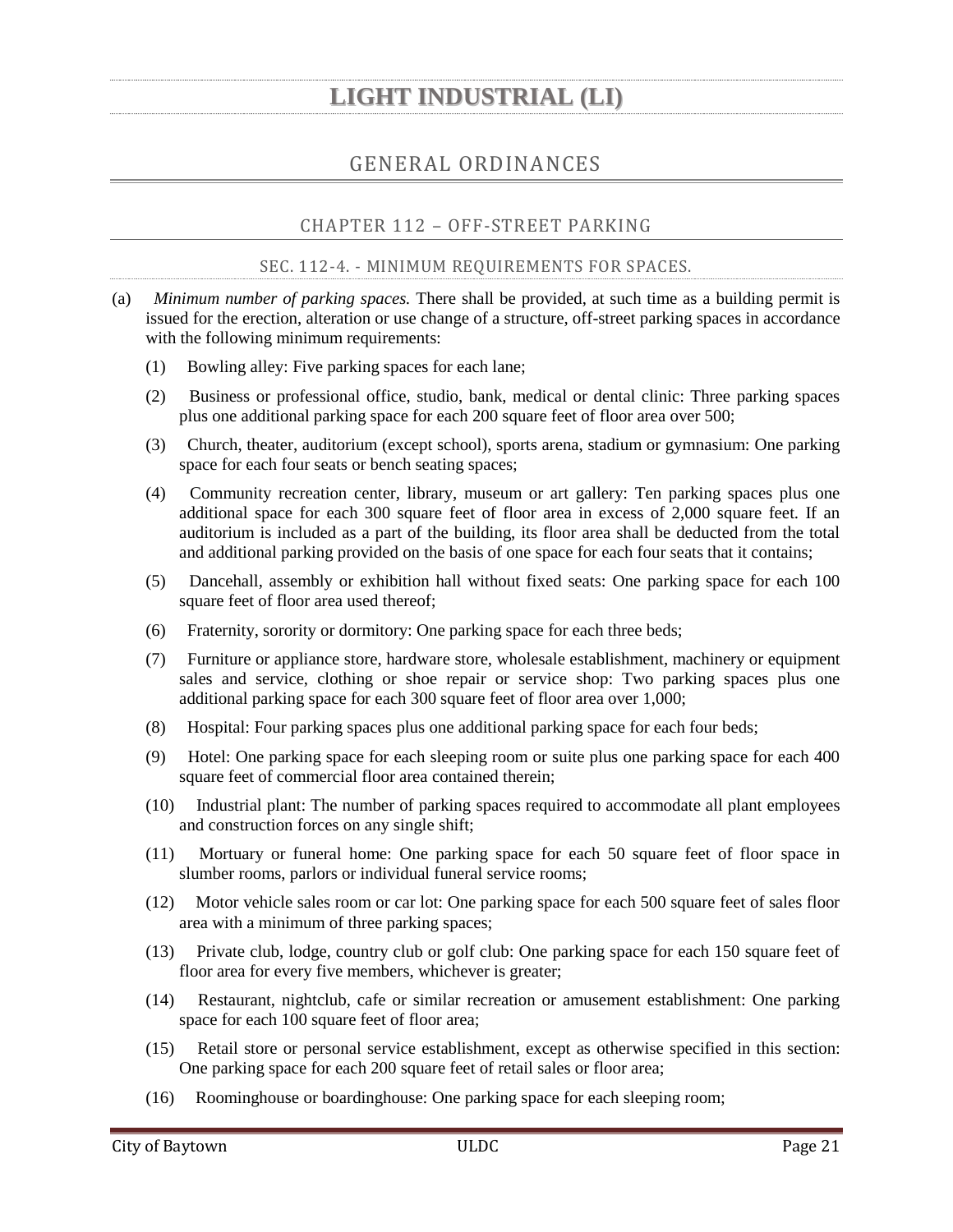# LIGHT INDUSTRIAL (LI)

## GENERAL ORDINANCES

### CHAPTER 112 – OFF-STREET PARKING

#### SEC. 112-4. - MINIMUM REQUIREMENTS FOR SPACES.

(a) *Minimum number of parking spaces.* There shall be provided, at such time as a building permit is issued for the erection, alteration or use change of a structure, off-street parking spaces in accordance with the following minimum requirements:

(1) Bowling alley: Five parking spaces for each lane;

(2) Business or professional office, studio, bank, medical or dental clinic: Three parking spaces plus one additional parking space for each 200 square feet of floor area over 500;

(3) Church, theater, auditorium (except school), sports arena, stadium or gymnasium: One parking space for each four seats or bench seating spaces;

(4) Community recreation center, library, museum or art gallery: Ten parking spaces plus one additional space for each 300 square feet of floor area in excess of 2,000 square feet. If an auditorium is included as a part of the building, its floor area shall be deducted from the total and additional parking provided on the basis of one space for each four seats that it contains;

(5) Dancehall, assembly or exhibition hall without fixed seats: One parking space for each 100 square feet of floor area used thereof;

(6) Fraternity, sorority or dormitory: One parking space for each three beds;

(7) Furniture or appliance store, hardware store, wholesale establishment, machinery or equipment sales and service, clothing or shoe repair or service shop: Two parking spaces plus one additional parking space for each 300 square feet of floor area over 1,000;

(8) Hospital: Four parking spaces plus one additional parking space for each four beds;

(9) Hotel: One parking space for each sleeping room or suite plus one parking space for each 400 square feet of commercial floor area contained therein;

(10) Industrial plant: The number of parking spaces required to accommodate all plant employees and construction forces on any single shift;

(11) Mortuary or funeral home: One parking space for each 50 square feet of floor space in slumber rooms, parlors or individual funeral service rooms;

(12) Motor vehicle sales room or car lot: One parking space for each 500 square feet of sales floor area with a minimum of three parking spaces;

(13) Private club, lodge, country club or golf club: One parking space for each 150 square feet of floor area for every five members, whichever is greater;

(14) Restaurant, nightclub, cafe or similar recreation or amusement establishment: One parking space for each 100 square feet of floor area;

(15) Retail store or personal service establishment, except as otherwise specified in this section: One parking space for each 200 square feet of retail sales or floor area;

(16) Roominghouse or boardinghouse: One parking space for each sleeping room;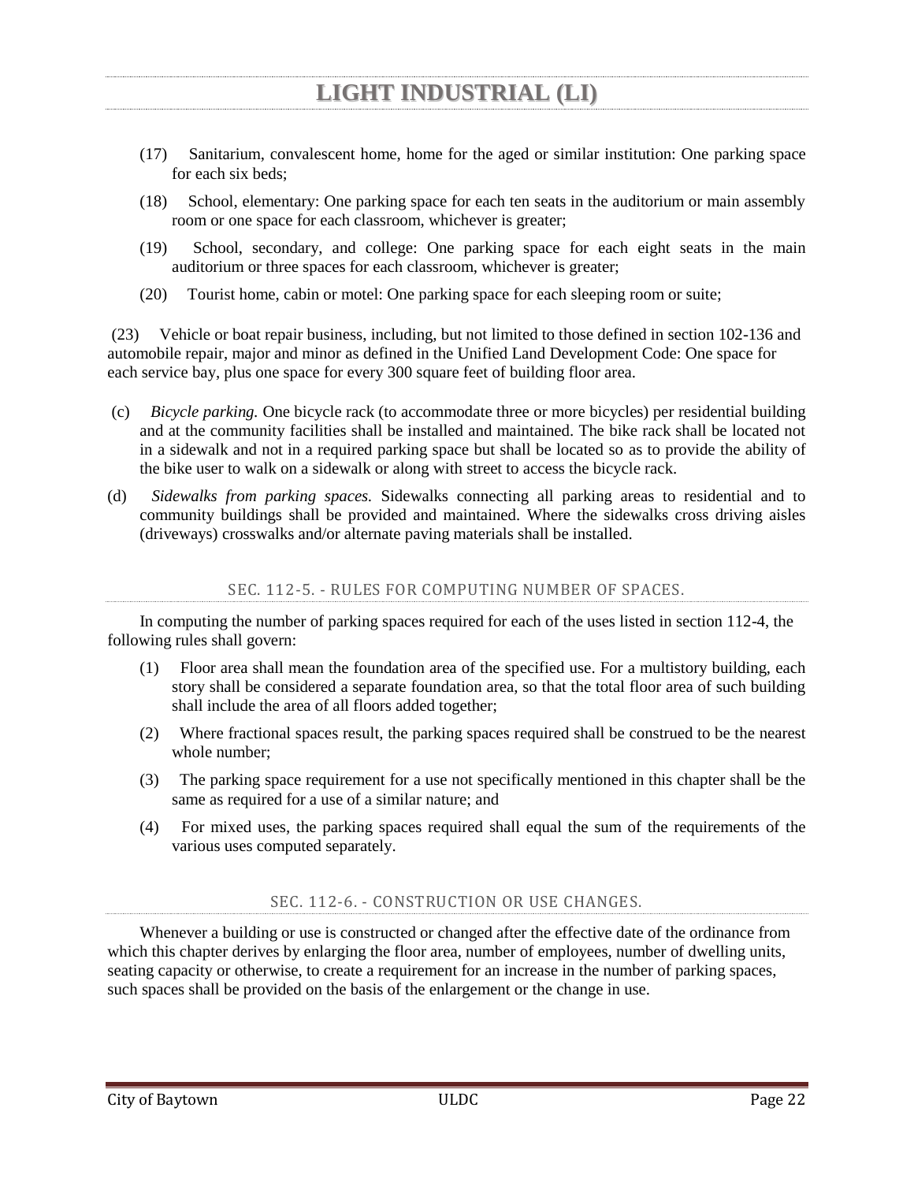(17) Sanitarium, convalescent home, home for the aged or similar institution: One parking space for each six beds;

(18) School, elementary: One parking space for each ten seats in the auditorium or main assembly room or one space for each classroom, whichever is greater;

(19) School, secondary, and college: One parking space for each eight seats in the main auditorium or three spaces for each classroom, whichever is greater;

(20) Tourist home, cabin or motel: One parking space for each sleeping room or suite;

(23) Vehicle or boat repair business, including, but not limited to those defined in section 102-136 and automobile repair, major and minor as defined in the Unified Land Development Code: One space for each service bay, plus one space for every 300 square feet of building floor area.

(c) *Bicycle parking.* One bicycle rack (to accommodate three or more bicycles) per residential building and at the community facilities shall be installed and maintained. The bike rack shall be located not in a sidewalk and not in a required parking space but shall be located so as to provide the ability of the bike user to walk on a sidewalk or along with street to access the bicycle rack.

(d) *Sidewalks from parking spaces.* Sidewalks connecting all parking areas to residential and to community buildings shall be provided and maintained. Where the sidewalks cross driving aisles (driveways) crosswalks and/or alternate paving materials shall be installed.

## SEC. 112-5. - RULES FOR COMPUTING NUMBER OF SPACES.

In computing the number of parking spaces required for each of the uses listed in section 112-4, the following rules shall govern:

(1) Floor area shall mean the foundation area of the specified use. For a multistory building, each story shall be considered a separate foundation area, so that the total floor area of such building shall include the area of all floors added together;

(2) Where fractional spaces result, the parking spaces required shall be construed to be the nearest whole number;

(3) The parking space requirement for a use not specifically mentioned in this chapter shall be the same as required for a use of a similar nature; and

(4) For mixed uses, the parking spaces required shall equal the sum of the requirements of the various uses computed separately.

## SEC. 112-6. - CONSTRUCTION OR USE CHANGES.

Whenever a building or use is constructed or changed after the effective date of the ordinance from which this chapter derives by enlarging the floor area, number of employees, number of dwelling units, seating capacity or otherwise, to create a requirement for an increase in the number of parking spaces, such spaces shall be provided on the basis of the enlargement or the change in use.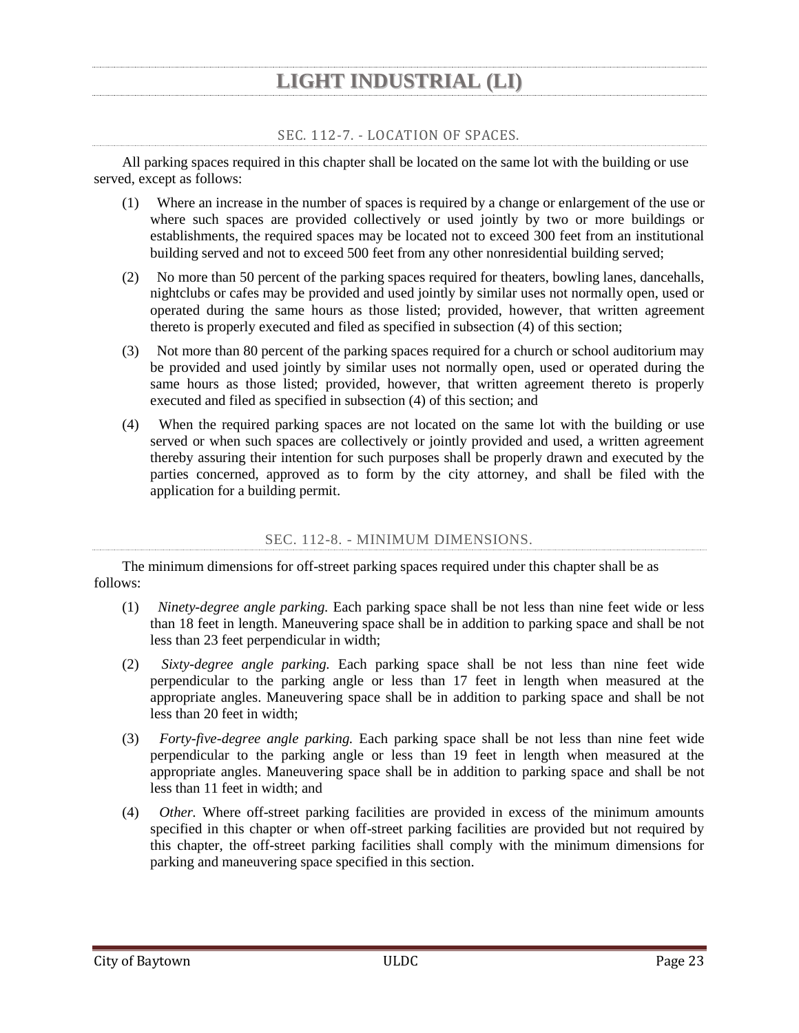# LIGHT INDUSTRIAL (LI)

## SEC. 112-7. - LOCATION OF SPACES.

All parking spaces required in this chapter shall be located on the same lot with the building or use served, except as follows:

(1) Where an increase in the number of spaces is required by a change or enlargement of the use or where such spaces are provided collectively or used jointly by two or more buildings or establishments, the required spaces may be located not to exceed 300 feet from an institutional building served and not to exceed 500 feet from any other nonresidential building served;

(2) No more than 50 percent of the parking spaces required for theaters, bowling lanes, dancehalls, nightclubs or cafes may be provided and used jointly by similar uses not normally open, used or operated during the same hours as those listed; provided, however, that written agreement thereto is properly executed and filed as specified in subsection (4) of this section;

(3) Not more than 80 percent of the parking spaces required for a church or school auditorium may be provided and used jointly by similar uses not normally open, used or operated during the same hours as those listed; provided, however, that written agreement thereto is properly executed and filed as specified in subsection (4) of this section; and

(4) When the required parking spaces are not located on the same lot with the building or use served or when such spaces are collectively or jointly provided and used, a written agreement thereby assuring their intention for such purposes shall be properly drawn and executed by the parties concerned, approved as to form by the city attorney, and shall be filed with the application for a building permit.

## SEC. 112-8. - MINIMUM DIMENSIONS.

The minimum dimensions for off-street parking spaces required under this chapter shall be as follows:

(1) *Ninety-degree angle parking.* Each parking space shall be not less than nine feet wide or less than 18 feet in length. Maneuvering space shall be in addition to parking space and shall be not less than 23 feet perpendicular in width;

(2) *Sixty-degree angle parking.* Each parking space shall be not less than nine feet wide perpendicular to the parking angle or less than 17 feet in length when measured at the appropriate angles. Maneuvering space shall be in addition to parking space and shall be not less than 20 feet in width;

(3) *Forty-five-degree angle parking.* Each parking space shall be not less than nine feet wide perpendicular to the parking angle or less than 19 feet in length when measured at the appropriate angles. Maneuvering space shall be in addition to parking space and shall be not less than 11 feet in width; and

(4) *Other.* Where off-street parking facilities are provided in excess of the minimum amounts specified in this chapter or when off-street parking facilities are provided but not required by this chapter, the off-street parking facilities shall comply with the minimum dimensions for parking and maneuvering space specified in this section.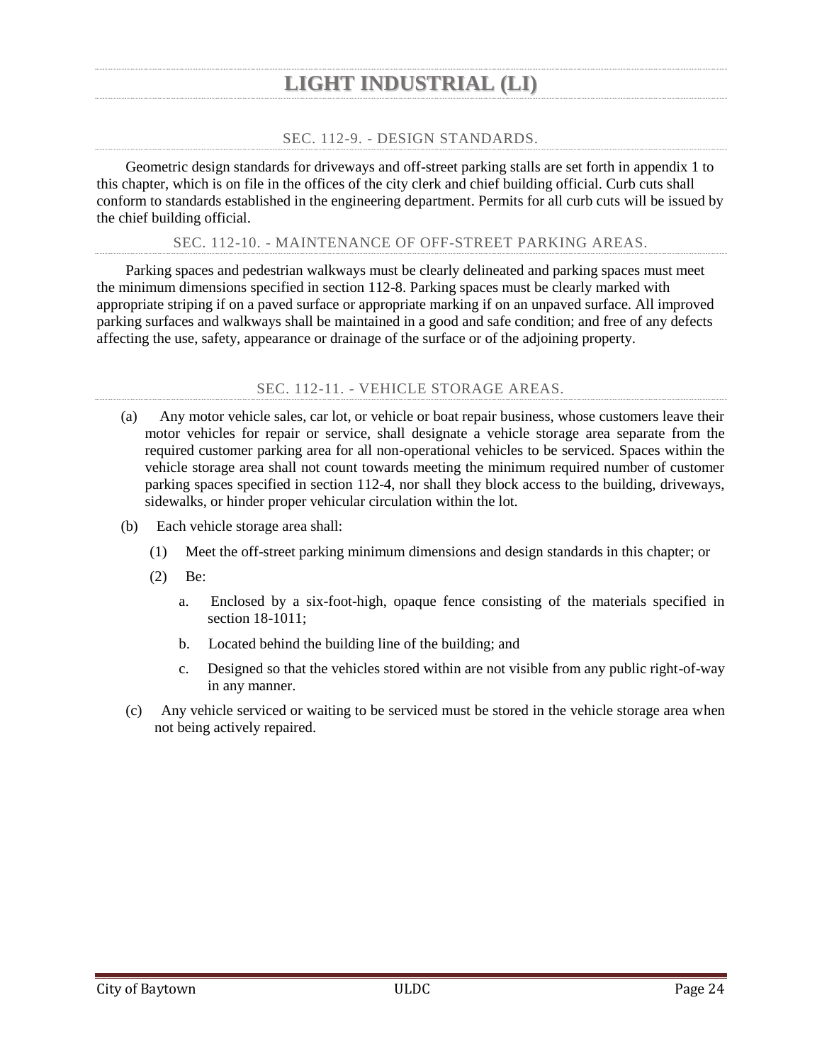# LIGHT INDUSTRIAL (LI)

## SEC. 112-9. - DESIGN STANDARDS.

Geometric design standards for driveways and off-street parking stalls are set forth in appendix 1 to this chapter, which is on file in the offices of the city clerk and chief building official. Curb cuts shall conform to standards established in the engineering department. Permits for all curb cuts will be issued by the chief building official.

## SEC. 112-10. - MAINTENANCE OF OFF-STREET PARKING AREAS.

Parking spaces and pedestrian walkways must be clearly delineated and parking spaces must meet the minimum dimensions specified in section 112-8. Parking spaces must be clearly marked with appropriate striping if on a paved surface or appropriate marking if on an unpaved surface. All improved parking surfaces and walkways shall be maintained in a good and safe condition; and free of any defects affecting the use, safety, appearance or drainage of the surface or of the adjoining property.

## SEC. 112-11. - VEHICLE STORAGE AREAS.

(a) Any motor vehicle sales, car lot, or vehicle or boat repair business, whose customers leave their motor vehicles for repair or service, shall designate a vehicle storage area separate from the required customer parking area for all non-operational vehicles to be serviced. Spaces within the vehicle storage area shall not count towards meeting the minimum required number of customer parking spaces specified in section 112-4, nor shall they block access to the building, driveways, sidewalks, or hinder proper vehicular circulation within the lot.

(b) Each vehicle storage area shall:

  (1) Meet the off-street parking minimum dimensions and design standards in this chapter; or

  (2) Be:

    a. Enclosed by a six-foot-high, opaque fence consisting of the materials specified in section 18-1011;

    b. Located behind the building line of the building; and

    c. Designed so that the vehicles stored within are not visible from any public right-of-way in any manner.

(c) Any vehicle serviced or waiting to be serviced must be stored in the vehicle storage area when not being actively repaired.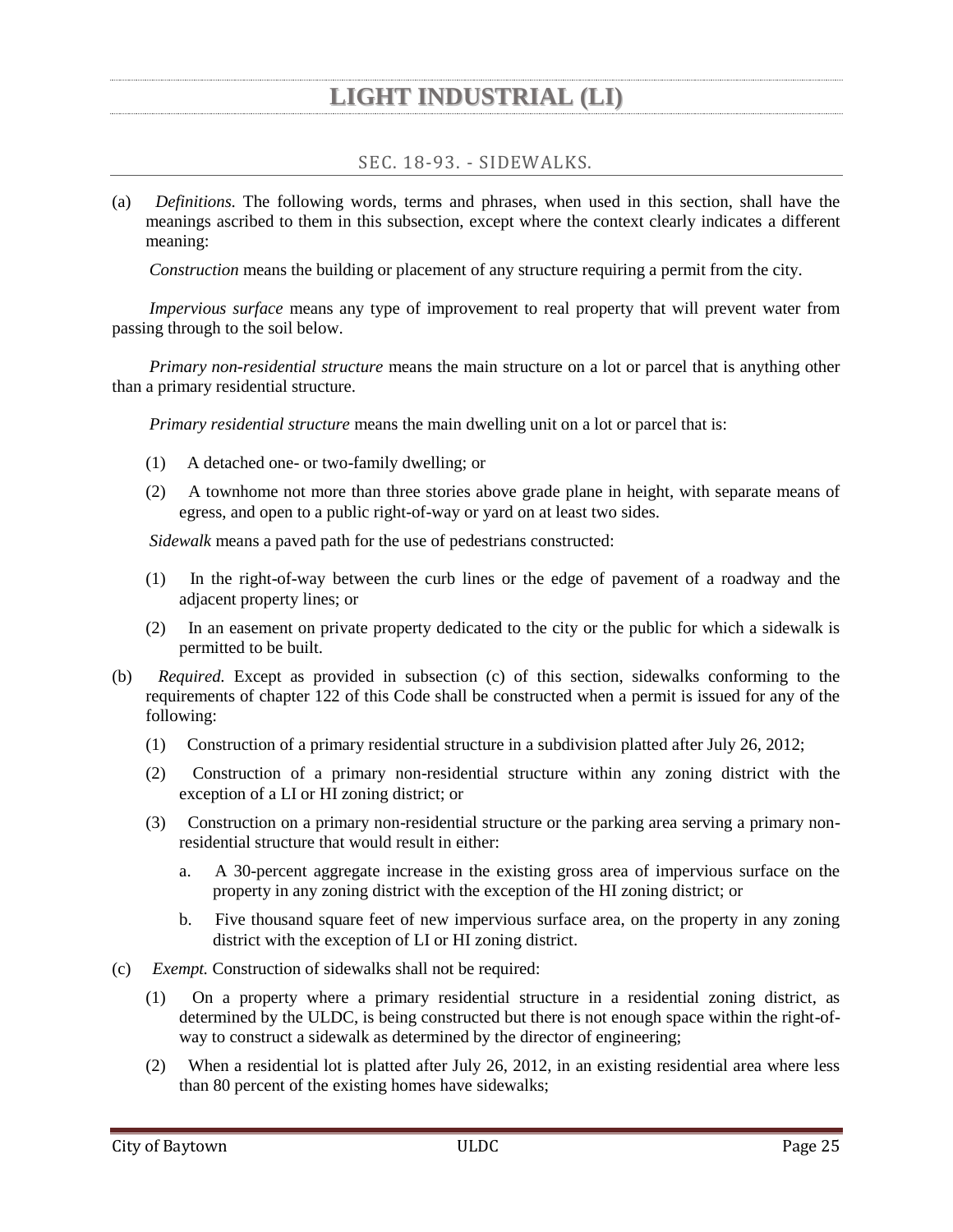# LIGHT INDUSTRIAL (LI)

## SEC. 18-93. - SIDEWALKS.

(a) *Definitions.* The following words, terms and phrases, when used in this section, shall have the meanings ascribed to them in this subsection, except where the context clearly indicates a different meaning:

*Construction* means the building or placement of any structure requiring a permit from the city.

*Impervious surface* means any type of improvement to real property that will prevent water from passing through to the soil below.

*Primary non-residential structure* means the main structure on a lot or parcel that is anything other than a primary residential structure.

*Primary residential structure* means the main dwelling unit on a lot or parcel that is:

(1) A detached one- or two-family dwelling; or

(2) A townhome not more than three stories above grade plane in height, with separate means of egress, and open to a public right-of-way or yard on at least two sides.

*Sidewalk* means a paved path for the use of pedestrians constructed:

(1) In the right-of-way between the curb lines or the edge of pavement of a roadway and the adjacent property lines; or

(2) In an easement on private property dedicated to the city or the public for which a sidewalk is permitted to be built.

(b) *Required.* Except as provided in subsection (c) of this section, sidewalks conforming to the requirements of chapter 122 of this Code shall be constructed when a permit is issued for any of the following:

(1) Construction of a primary residential structure in a subdivision platted after July 26, 2012;

(2) Construction of a primary non-residential structure within any zoning district with the exception of a LI or HI zoning district; or

(3) Construction on a primary non-residential structure or the parking area serving a primary non-residential structure that would result in either:

a. A 30-percent aggregate increase in the existing gross area of impervious surface on the property in any zoning district with the exception of the HI zoning district; or

b. Five thousand square feet of new impervious surface area, on the property in any zoning district with the exception of LI or HI zoning district.

(c) *Exempt.* Construction of sidewalks shall not be required:

(1) On a property where a primary residential structure in a residential zoning district, as determined by the ULDC, is being constructed but there is not enough space within the right-of-way to construct a sidewalk as determined by the director of engineering;

(2) When a residential lot is platted after July 26, 2012, in an existing residential area where less than 80 percent of the existing homes have sidewalks;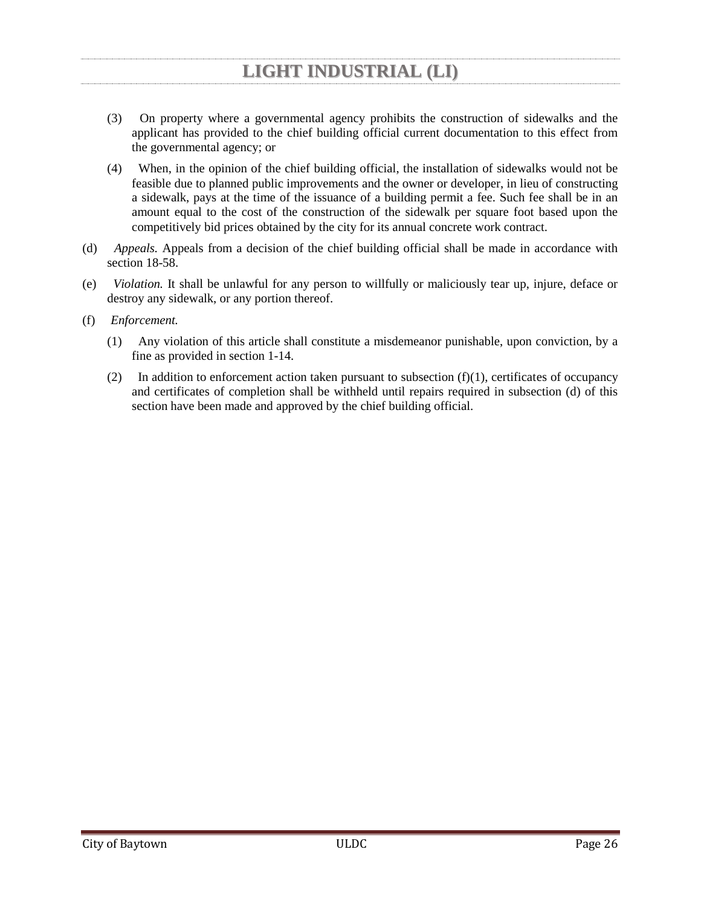(3) On property where a governmental agency prohibits the construction of sidewalks and the applicant has provided to the chief building official current documentation to this effect from the governmental agency; or

(4) When, in the opinion of the chief building official, the installation of sidewalks would not be feasible due to planned public improvements and the owner or developer, in lieu of constructing a sidewalk, pays at the time of the issuance of a building permit a fee. Such fee shall be in an amount equal to the cost of the construction of the sidewalk per square foot based upon the competitively bid prices obtained by the city for its annual concrete work contract.

(d) *Appeals.* Appeals from a decision of the chief building official shall be made in accordance with section 18-58.

(e) *Violation.* It shall be unlawful for any person to willfully or maliciously tear up, injure, deface or destroy any sidewalk, or any portion thereof.

(f) *Enforcement.*

(1) Any violation of this article shall constitute a misdemeanor punishable, upon conviction, by a fine as provided in section 1-14.

(2) In addition to enforcement action taken pursuant to subsection (f)(1), certificates of occupancy and certificates of completion shall be withheld until repairs required in subsection (d) of this section have been made and approved by the chief building official.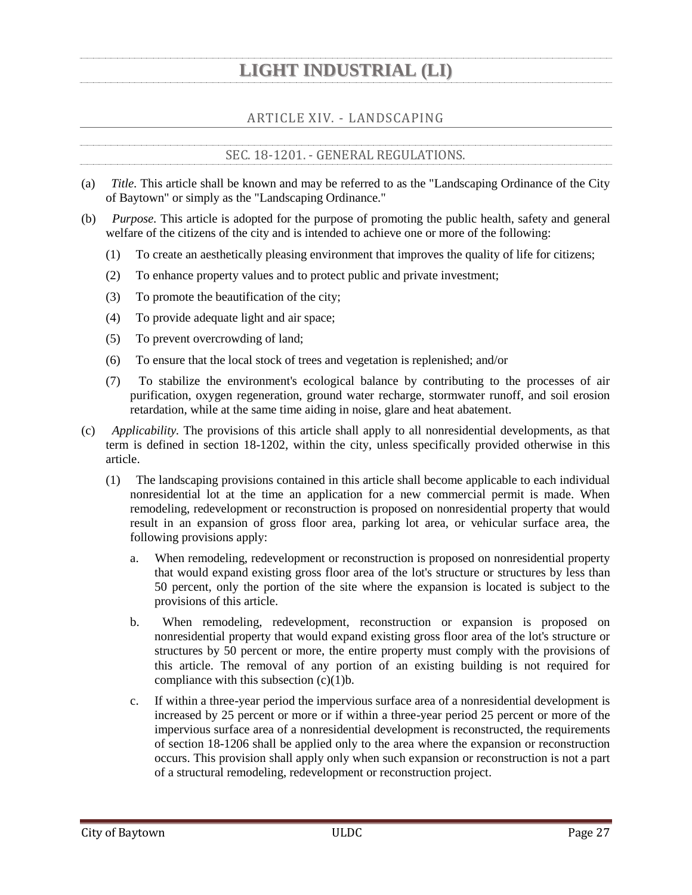# LIGHT INDUSTRIAL (LI)

## ARTICLE XIV. - LANDSCAPING

### SEC. 18-1201. - GENERAL REGULATIONS.

(a) *Title*. This article shall be known and may be referred to as the "Landscaping Ordinance of the City of Baytown" or simply as the "Landscaping Ordinance."

(b) *Purpose*. This article is adopted for the purpose of promoting the public health, safety and general welfare of the citizens of the city and is intended to achieve one or more of the following:

(1) To create an aesthetically pleasing environment that improves the quality of life for citizens;

(2) To enhance property values and to protect public and private investment;

(3) To promote the beautification of the city;

(4) To provide adequate light and air space;

(5) To prevent overcrowding of land;

(6) To ensure that the local stock of trees and vegetation is replenished; and/or

(7) To stabilize the environment's ecological balance by contributing to the processes of air purification, oxygen regeneration, ground water recharge, stormwater runoff, and soil erosion retardation, while at the same time aiding in noise, glare and heat abatement.

(c) *Applicability*. The provisions of this article shall apply to all nonresidential developments, as that term is defined in section 18-1202, within the city, unless specifically provided otherwise in this article.

(1) The landscaping provisions contained in this article shall become applicable to each individual nonresidential lot at the time an application for a new commercial permit is made. When remodeling, redevelopment or reconstruction is proposed on nonresidential property that would result in an expansion of gross floor area, parking lot area, or vehicular surface area, the following provisions apply:

a. When remodeling, redevelopment or reconstruction is proposed on nonresidential property that would expand existing gross floor area of the lot's structure or structures by less than 50 percent, only the portion of the site where the expansion is located is subject to the provisions of this article.

b. When remodeling, redevelopment, reconstruction or expansion is proposed on nonresidential property that would expand existing gross floor area of the lot's structure or structures by 50 percent or more, the entire property must comply with the provisions of this article. The removal of any portion of an existing building is not required for compliance with this subsection (c)(1)b.

c. If within a three-year period the impervious surface area of a nonresidential development is increased by 25 percent or more or if within a three-year period 25 percent or more of the impervious surface area of a nonresidential development is reconstructed, the requirements of section 18-1206 shall be applied only to the area where the expansion or reconstruction occurs. This provision shall apply only when such expansion or reconstruction is not a part of a structural remodeling, redevelopment or reconstruction project.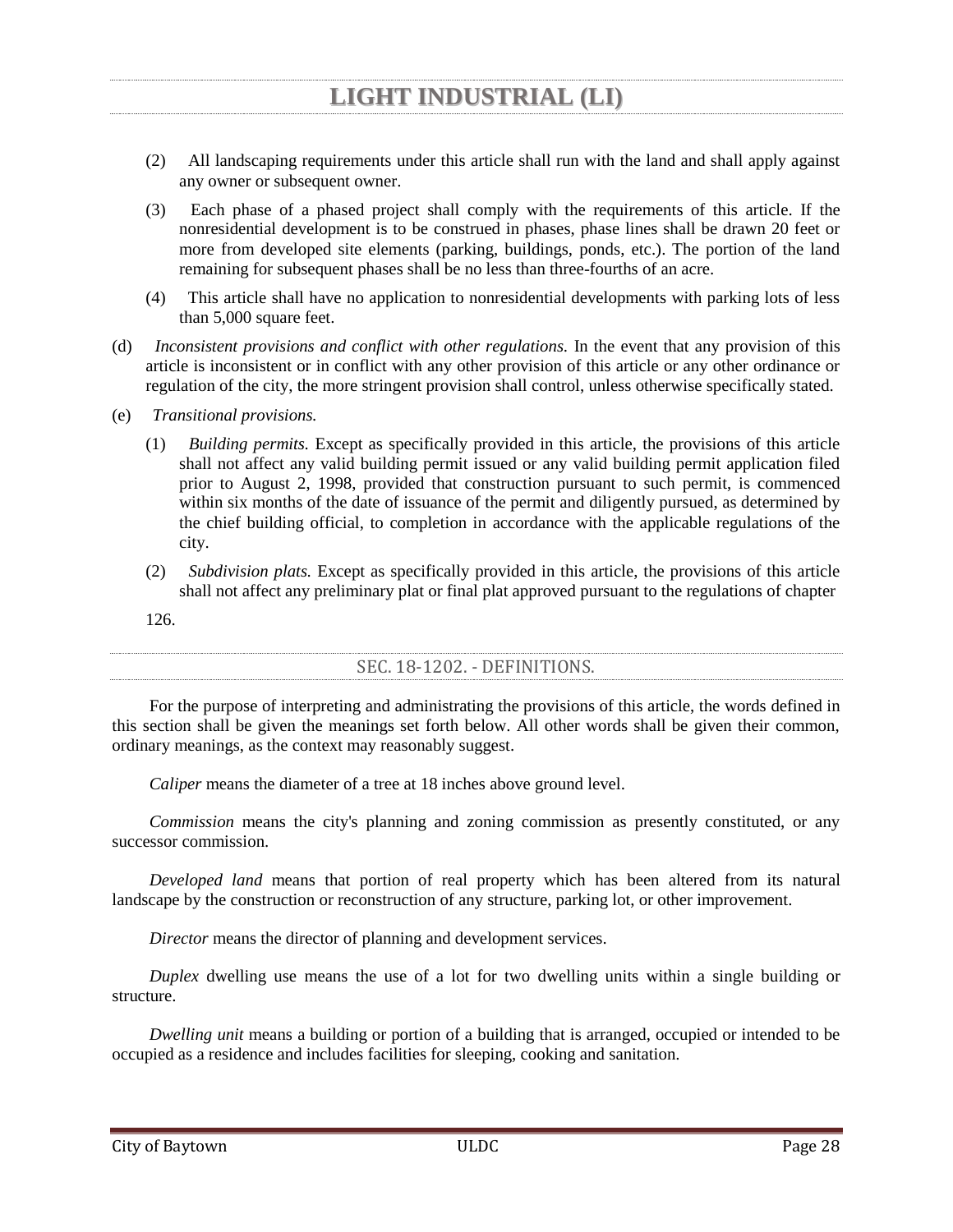(2) All landscaping requirements under this article shall run with the land and shall apply against any owner or subsequent owner.

(3) Each phase of a phased project shall comply with the requirements of this article. If the nonresidential development is to be construed in phases, phase lines shall be drawn 20 feet or more from developed site elements (parking, buildings, ponds, etc.). The portion of the land remaining for subsequent phases shall be no less than three-fourths of an acre.

(4) This article shall have no application to nonresidential developments with parking lots of less than 5,000 square feet.

(d) *Inconsistent provisions and conflict with other regulations.* In the event that any provision of this article is inconsistent or in conflict with any other provision of this article or any other ordinance or regulation of the city, the more stringent provision shall control, unless otherwise specifically stated.

(e) *Transitional provisions.*

(1) *Building permits.* Except as specifically provided in this article, the provisions of this article shall not affect any valid building permit issued or any valid building permit application filed prior to August 2, 1998, provided that construction pursuant to such permit, is commenced within six months of the date of issuance of the permit and diligently pursued, as determined by the chief building official, to completion in accordance with the applicable regulations of the city.

(2) *Subdivision plats.* Except as specifically provided in this article, the provisions of this article shall not affect any preliminary plat or final plat approved pursuant to the regulations of chapter 126.

## SEC. 18-1202. - DEFINITIONS.

For the purpose of interpreting and administrating the provisions of this article, the words defined in this section shall be given the meanings set forth below. All other words shall be given their common, ordinary meanings, as the context may reasonably suggest.

*Caliper* means the diameter of a tree at 18 inches above ground level.

*Commission* means the city's planning and zoning commission as presently constituted, or any successor commission.

*Developed land* means that portion of real property which has been altered from its natural landscape by the construction or reconstruction of any structure, parking lot, or other improvement.

*Director* means the director of planning and development services.

*Duplex* dwelling use means the use of a lot for two dwelling units within a single building or structure.

*Dwelling unit* means a building or portion of a building that is arranged, occupied or intended to be occupied as a residence and includes facilities for sleeping, cooking and sanitation.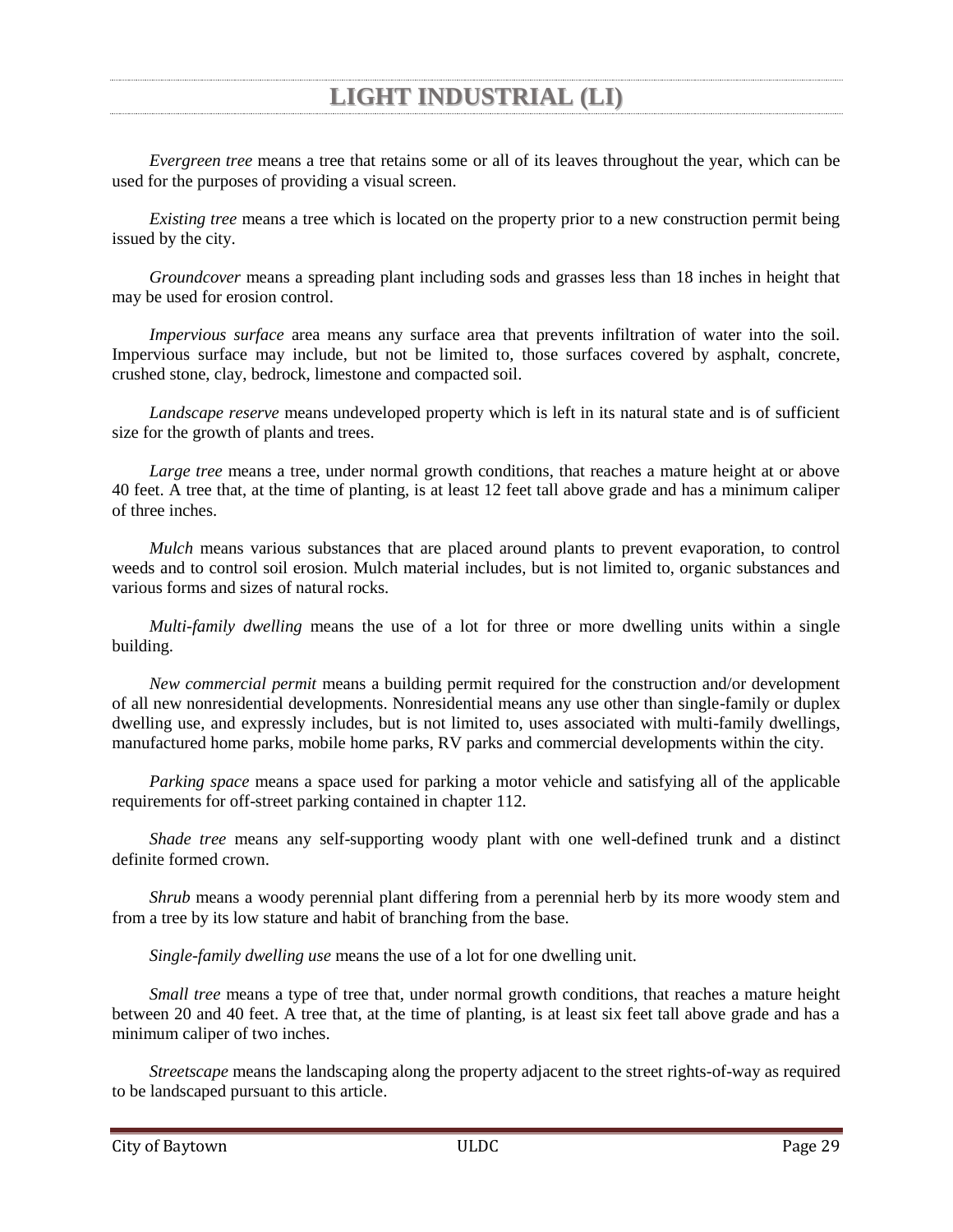# LIGHT INDUSTRIAL (LI)

*Evergreen tree* means a tree that retains some or all of its leaves throughout the year, which can be used for the purposes of providing a visual screen.

*Existing tree* means a tree which is located on the property prior to a new construction permit being issued by the city.

*Groundcover* means a spreading plant including sods and grasses less than 18 inches in height that may be used for erosion control.

*Impervious surface* area means any surface area that prevents infiltration of water into the soil. Impervious surface may include, but not be limited to, those surfaces covered by asphalt, concrete, crushed stone, clay, bedrock, limestone and compacted soil.

*Landscape reserve* means undeveloped property which is left in its natural state and is of sufficient size for the growth of plants and trees.

*Large tree* means a tree, under normal growth conditions, that reaches a mature height at or above 40 feet. A tree that, at the time of planting, is at least 12 feet tall above grade and has a minimum caliper of three inches.

*Mulch* means various substances that are placed around plants to prevent evaporation, to control weeds and to control soil erosion. Mulch material includes, but is not limited to, organic substances and various forms and sizes of natural rocks.

*Multi-family dwelling* means the use of a lot for three or more dwelling units within a single building.

*New commercial permit* means a building permit required for the construction and/or development of all new nonresidential developments. Nonresidential means any use other than single-family or duplex dwelling use, and expressly includes, but is not limited to, uses associated with multi-family dwellings, manufactured home parks, mobile home parks, RV parks and commercial developments within the city.

*Parking space* means a space used for parking a motor vehicle and satisfying all of the applicable requirements for off-street parking contained in chapter 112.

*Shade tree* means any self-supporting woody plant with one well-defined trunk and a distinct definite formed crown.

*Shrub* means a woody perennial plant differing from a perennial herb by its more woody stem and from a tree by its low stature and habit of branching from the base.

*Single-family dwelling use* means the use of a lot for one dwelling unit.

*Small tree* means a type of tree that, under normal growth conditions, that reaches a mature height between 20 and 40 feet. A tree that, at the time of planting, is at least six feet tall above grade and has a minimum caliper of two inches.

*Streetscape* means the landscaping along the property adjacent to the street rights-of-way as required to be landscaped pursuant to this article.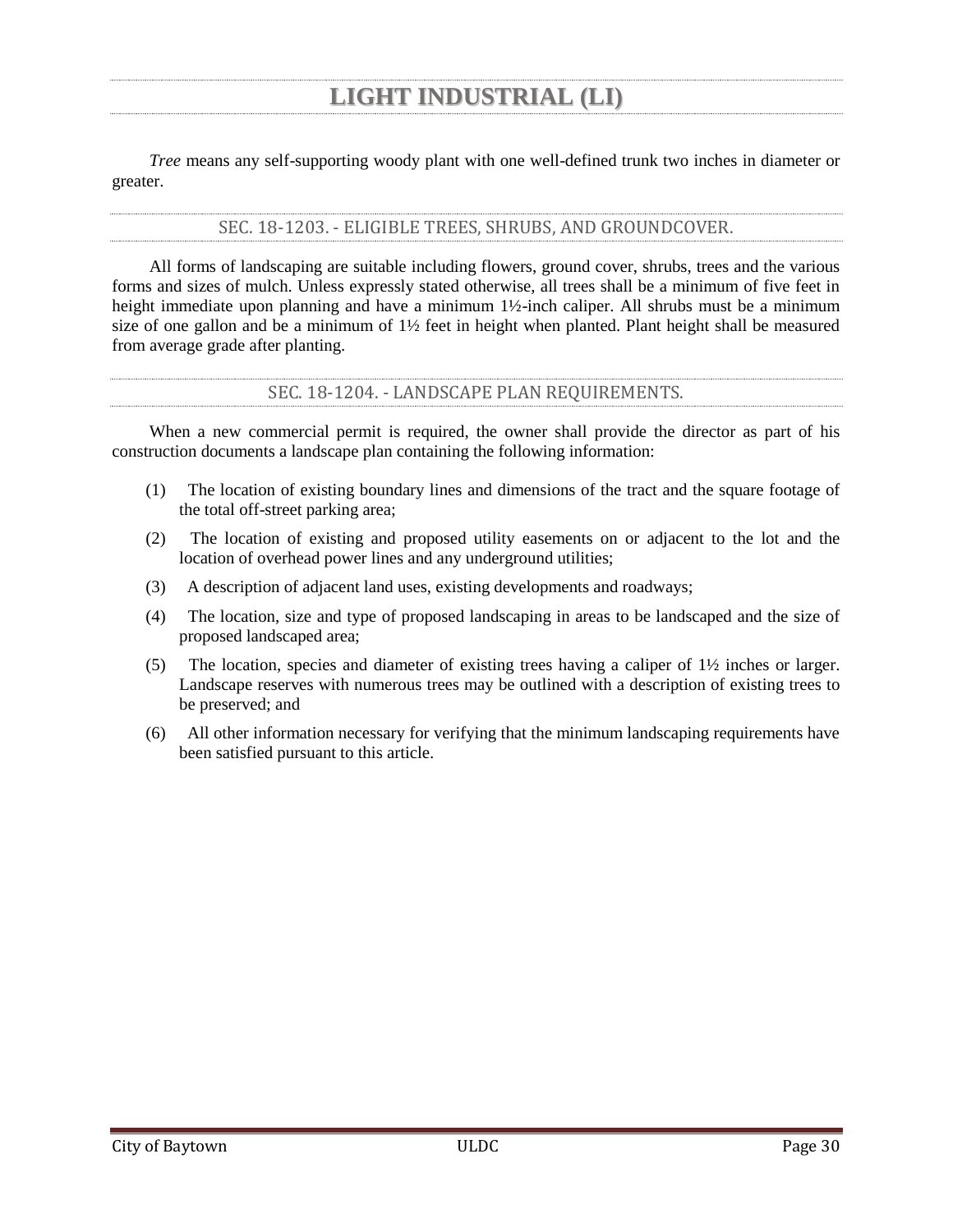# LIGHT INDUSTRIAL (LI)

*Tree* means any self-supporting woody plant with one well-defined trunk two inches in diameter or greater.

## SEC. 18-1203. - ELIGIBLE TREES, SHRUBS, AND GROUNDCOVER.

All forms of landscaping are suitable including flowers, ground cover, shrubs, trees and the various forms and sizes of mulch. Unless expressly stated otherwise, all trees shall be a minimum of five feet in height immediate upon planning and have a minimum 1½-inch caliper. All shrubs must be a minimum size of one gallon and be a minimum of 1½ feet in height when planted. Plant height shall be measured from average grade after planting.

## SEC. 18-1204. - LANDSCAPE PLAN REQUIREMENTS.

When a new commercial permit is required, the owner shall provide the director as part of his construction documents a landscape plan containing the following information:

(1) The location of existing boundary lines and dimensions of the tract and the square footage of the total off-street parking area;

(2) The location of existing and proposed utility easements on or adjacent to the lot and the location of overhead power lines and any underground utilities;

(3) A description of adjacent land uses, existing developments and roadways;

(4) The location, size and type of proposed landscaping in areas to be landscaped and the size of proposed landscaped area;

(5) The location, species and diameter of existing trees having a caliper of 1½ inches or larger. Landscape reserves with numerous trees may be outlined with a description of existing trees to be preserved; and

(6) All other information necessary for verifying that the minimum landscaping requirements have been satisfied pursuant to this article.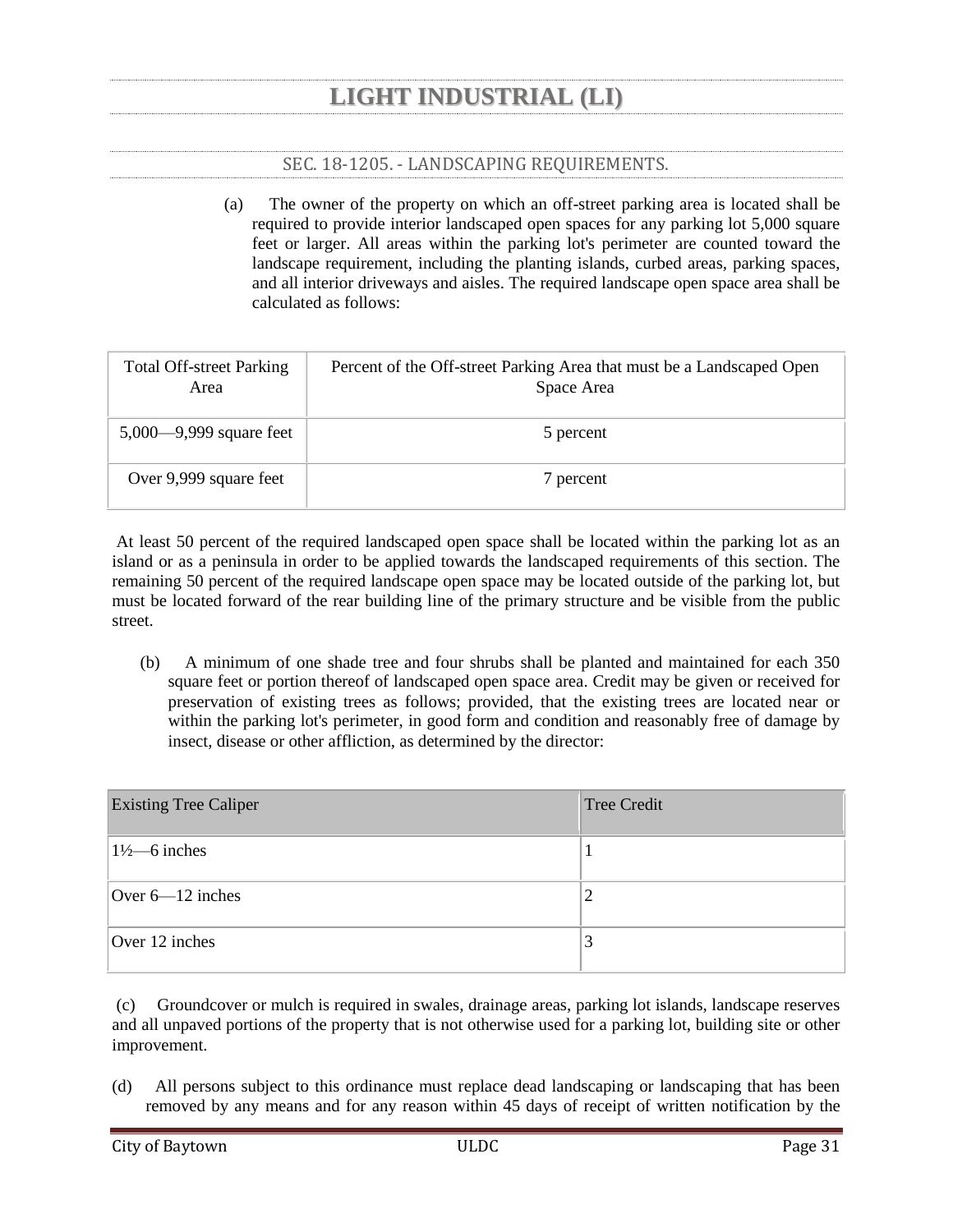# LIGHT INDUSTRIAL (LI)

## SEC. 18-1205. - LANDSCAPING REQUIREMENTS.

(a) The owner of the property on which an off-street parking area is located shall be required to provide interior landscaped open spaces for any parking lot 5,000 square feet or larger. All areas within the parking lot's perimeter are counted toward the landscape requirement, including the planting islands, curbed areas, parking spaces, and all interior driveways and aisles. The required landscape open space area shall be calculated as follows:

| Total Off-street Parking Area | Percent of the Off-street Parking Area that must be a Landscaped Open Space Area |
|---|---|
| 5,000—9,999 square feet | 5 percent |
| Over 9,999 square feet | 7 percent |

At least 50 percent of the required landscaped open space shall be located within the parking lot as an island or as a peninsula in order to be applied towards the landscaped requirements of this section. The remaining 50 percent of the required landscape open space may be located outside of the parking lot, but must be located forward of the rear building line of the primary structure and be visible from the public street.

(b) A minimum of one shade tree and four shrubs shall be planted and maintained for each 350 square feet or portion thereof of landscaped open space area. Credit may be given or received for preservation of existing trees as follows; provided, that the existing trees are located near or within the parking lot's perimeter, in good form and condition and reasonably free of damage by insect, disease or other affliction, as determined by the director:

| Existing Tree Caliper | Tree Credit |
|---|---|
| 1½—6 inches | 1 |
| Over 6—12 inches | 2 |
| Over 12 inches | 3 |

(c) Groundcover or mulch is required in swales, drainage areas, parking lot islands, landscape reserves and all unpaved portions of the property that is not otherwise used for a parking lot, building site or other improvement.

(d) All persons subject to this ordinance must replace dead landscaping or landscaping that has been removed by any means and for any reason within 45 days of receipt of written notification by the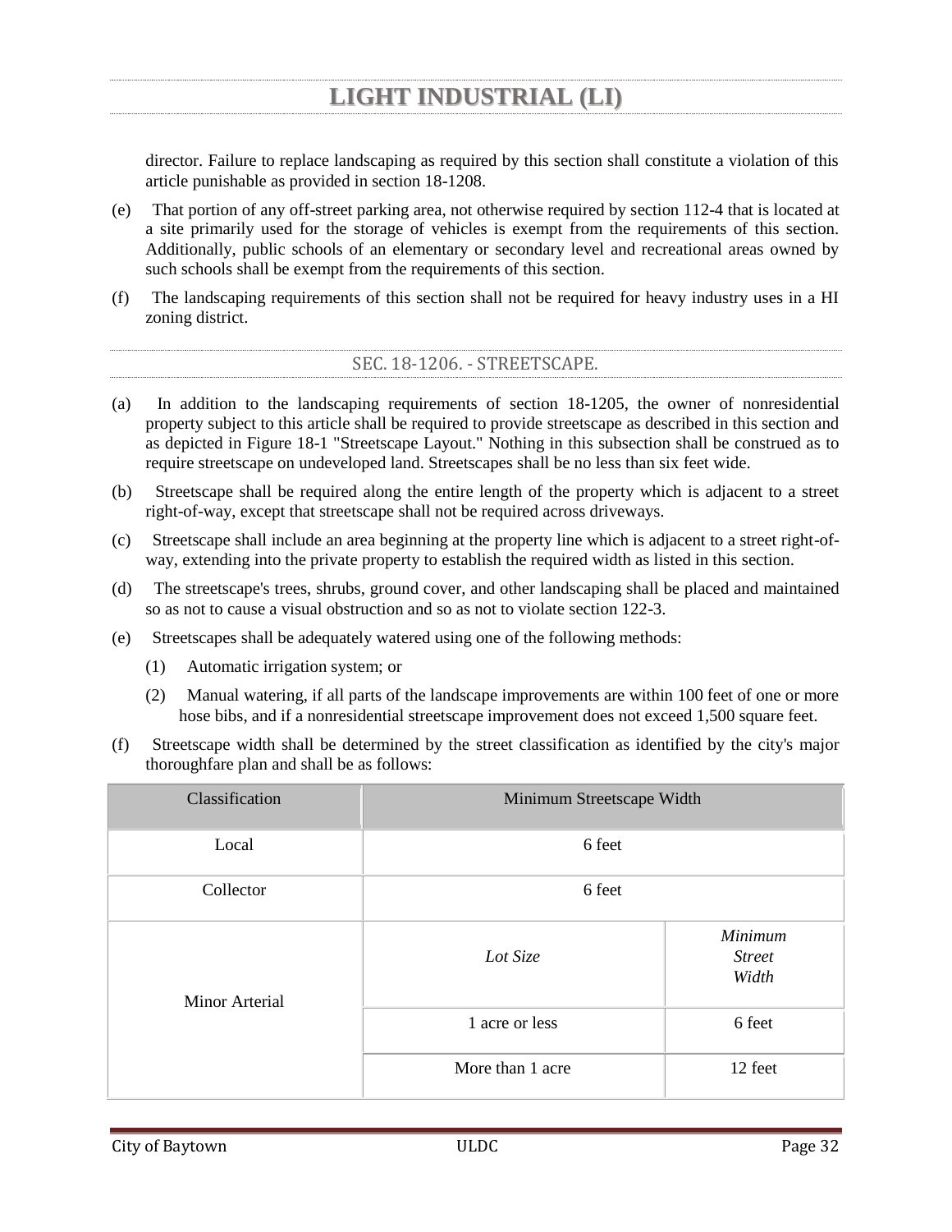director. Failure to replace landscaping as required by this section shall constitute a violation of this article punishable as provided in section 18-1208.

(e) That portion of any off-street parking area, not otherwise required by section 112-4 that is located at a site primarily used for the storage of vehicles is exempt from the requirements of this section. Additionally, public schools of an elementary or secondary level and recreational areas owned by such schools shall be exempt from the requirements of this section.

(f) The landscaping requirements of this section shall not be required for heavy industry uses in a HI zoning district.

### SEC. 18-1206. - STREETSCAPE.

(a) In addition to the landscaping requirements of section 18-1205, the owner of nonresidential property subject to this article shall be required to provide streetscape as described in this section and as depicted in Figure 18-1 "Streetscape Layout." Nothing in this subsection shall be construed as to require streetscape on undeveloped land. Streetscapes shall be no less than six feet wide.

(b) Streetscape shall be required along the entire length of the property which is adjacent to a street right-of-way, except that streetscape shall not be required across driveways.

(c) Streetscape shall include an area beginning at the property line which is adjacent to a street right-of-way, extending into the private property to establish the required width as listed in this section.

(d) The streetscape's trees, shrubs, ground cover, and other landscaping shall be placed and maintained so as not to cause a visual obstruction and so as not to violate section 122-3.

(e) Streetscapes shall be adequately watered using one of the following methods:

(1) Automatic irrigation system; or

(2) Manual watering, if all parts of the landscape improvements are within 100 feet of one or more hose bibs, and if a nonresidential streetscape improvement does not exceed 1,500 square feet.

(f) Streetscape width shall be determined by the street classification as identified by the city's major thoroughfare plan and shall be as follows:

| Classification | Minimum Streetscape Width | |
|---|---|---|
| Local | 6 feet | |
| Collector | 6 feet | |
| Minor Arterial | *Lot Size* | *Minimum Street Width* |
| | 1 acre or less | 6 feet |
| | More than 1 acre | 12 feet |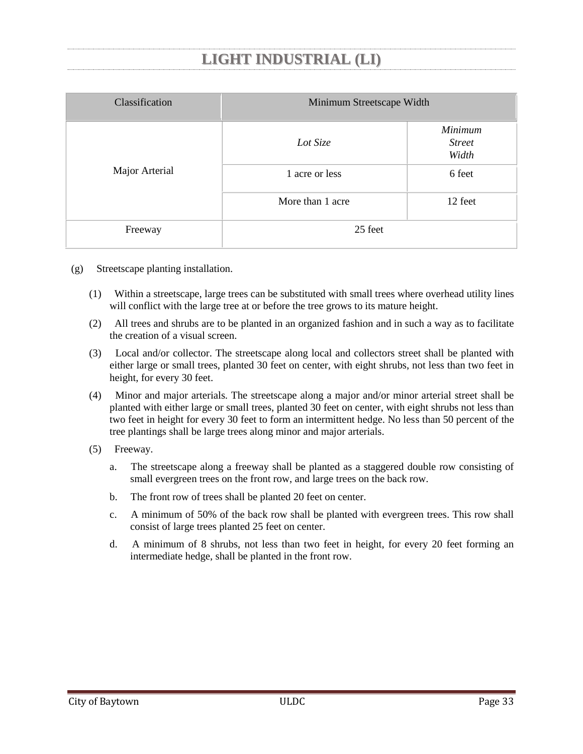# LIGHT INDUSTRIAL (LI)

| Classification | Minimum Streetscape Width | |
|---|---|---|
| Major Arterial | *Lot Size* | *Minimum Street Width* |
| | 1 acre or less | 6 feet |
| | More than 1 acre | 12 feet |
| Freeway | 25 feet | |

(g) Streetscape planting installation.

(1) Within a streetscape, large trees can be substituted with small trees where overhead utility lines will conflict with the large tree at or before the tree grows to its mature height.

(2) All trees and shrubs are to be planted in an organized fashion and in such a way as to facilitate the creation of a visual screen.

(3) Local and/or collector. The streetscape along local and collectors street shall be planted with either large or small trees, planted 30 feet on center, with eight shrubs, not less than two feet in height, for every 30 feet.

(4) Minor and major arterials. The streetscape along a major and/or minor arterial street shall be planted with either large or small trees, planted 30 feet on center, with eight shrubs not less than two feet in height for every 30 feet to form an intermittent hedge. No less than 50 percent of the tree plantings shall be large trees along minor and major arterials.

(5) Freeway.

a. The streetscape along a freeway shall be planted as a staggered double row consisting of small evergreen trees on the front row, and large trees on the back row.

b. The front row of trees shall be planted 20 feet on center.

c. A minimum of 50% of the back row shall be planted with evergreen trees. This row shall consist of large trees planted 25 feet on center.

d. A minimum of 8 shrubs, not less than two feet in height, for every 20 feet forming an intermediate hedge, shall be planted in the front row.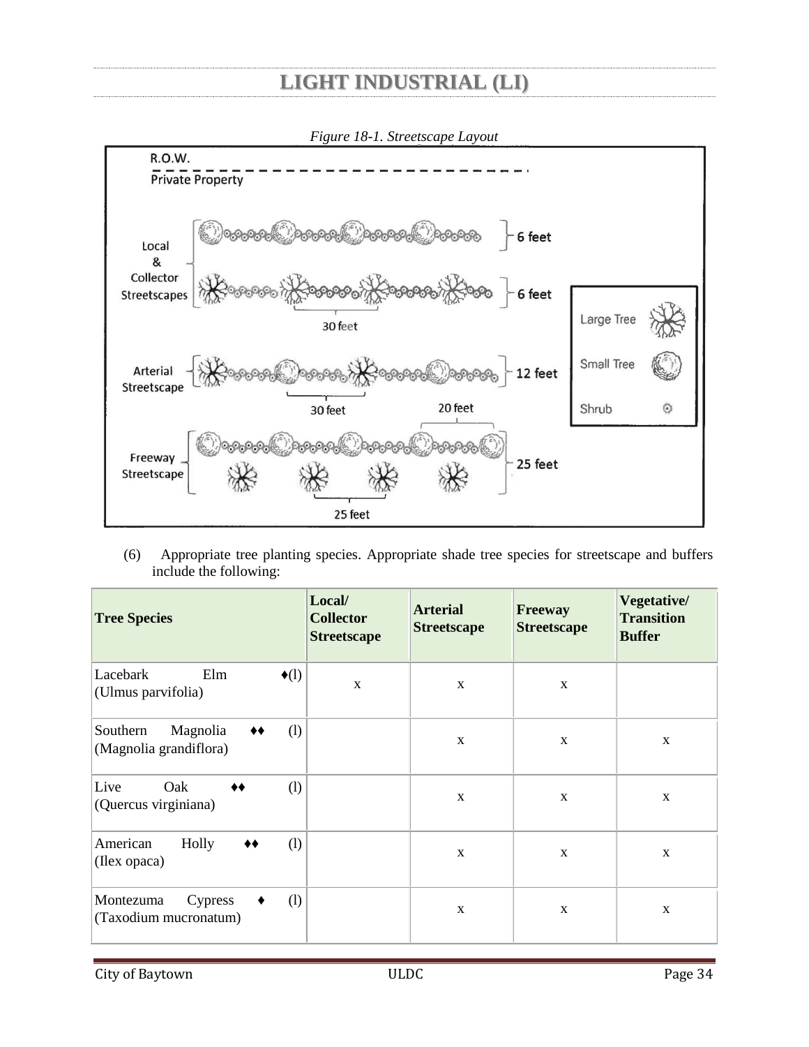# LIGHT INDUSTRIAL (LI)

*Figure 18-1. Streetscape Layout*

(6) Appropriate tree planting species. Appropriate shade tree species for streetscape and buffers include the following:

| Tree Species | Local/ Collector Streetscape | Arterial Streetscape | Freeway Streetscape | Vegetative/ Transition Buffer |
|---|---|---|---|---|
| Lacebark Elm ♦(l) (Ulmus parvifolia) | x | x | x | |
| Southern Magnolia ♦♦ (l) (Magnolia grandiflora) | | x | x | x |
| Live Oak ♦♦ (l) (Quercus virginiana) | | x | x | x |
| American Holly ♦♦ (l) (Ilex opaca) | | x | x | x |
| Montezuma Cypress ♦ (l) (Taxodium mucronatum) | | x | x | x |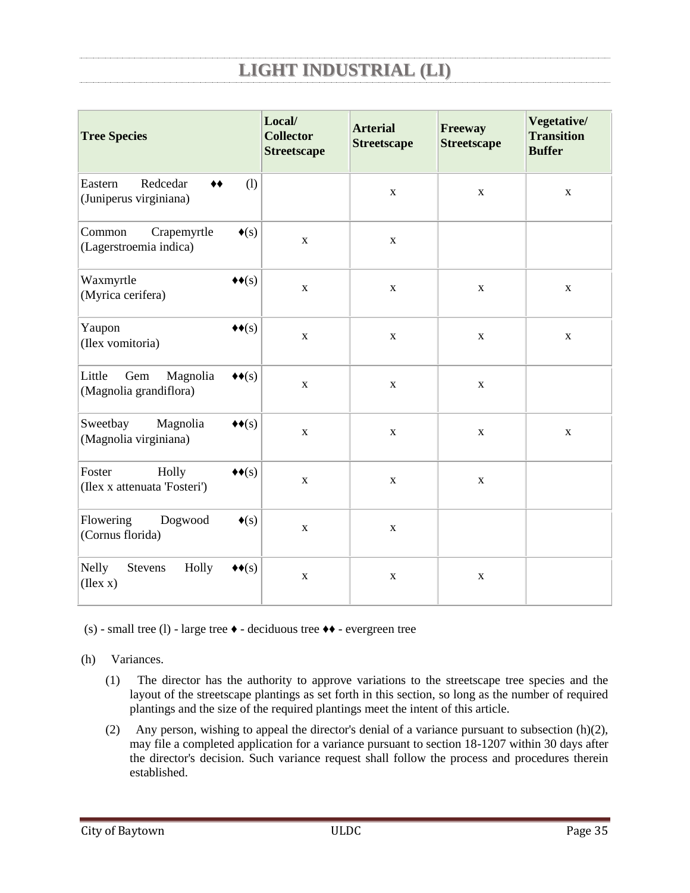## LIGHT INDUSTRIAL (LI)

| Tree Species | Local/ Collector Streetscape | Arterial Streetscape | Freeway Streetscape | Vegetative/ Transition Buffer |
|---|---|---|---|---|
| Eastern Redcedar ♦♦ (l) (Juniperus virginiana) | | x | x | x |
| Common Crapemyrtle ♦(s) (Lagerstroemia indica) | x | x | | |
| Waxmyrtle ♦♦(s) (Myrica cerifera) | x | x | x | x |
| Yaupon ♦♦(s) (Ilex vomitoria) | x | x | x | x |
| Little Gem Magnolia ♦♦(s) (Magnolia grandiflora) | x | x | x | |
| Sweetbay Magnolia ♦♦(s) (Magnolia virginiana) | x | x | x | x |
| Foster Holly ♦♦(s) (Ilex x attenuata 'Fosteri') | x | x | x | |
| Flowering Dogwood ♦(s) (Cornus florida) | x | x | | |
| Nelly Stevens Holly ♦♦(s) (Ilex x) | x | x | x | |

(s) - small tree (l) - large tree ♦ - deciduous tree ♦♦ - evergreen tree

(h) Variances.

(1) The director has the authority to approve variations to the streetscape tree species and the layout of the streetscape plantings as set forth in this section, so long as the number of required plantings and the size of the required plantings meet the intent of this article.

(2) Any person, wishing to appeal the director's denial of a variance pursuant to subsection (h)(2), may file a completed application for a variance pursuant to section 18-1207 within 30 days after the director's decision. Such variance request shall follow the process and procedures therein established.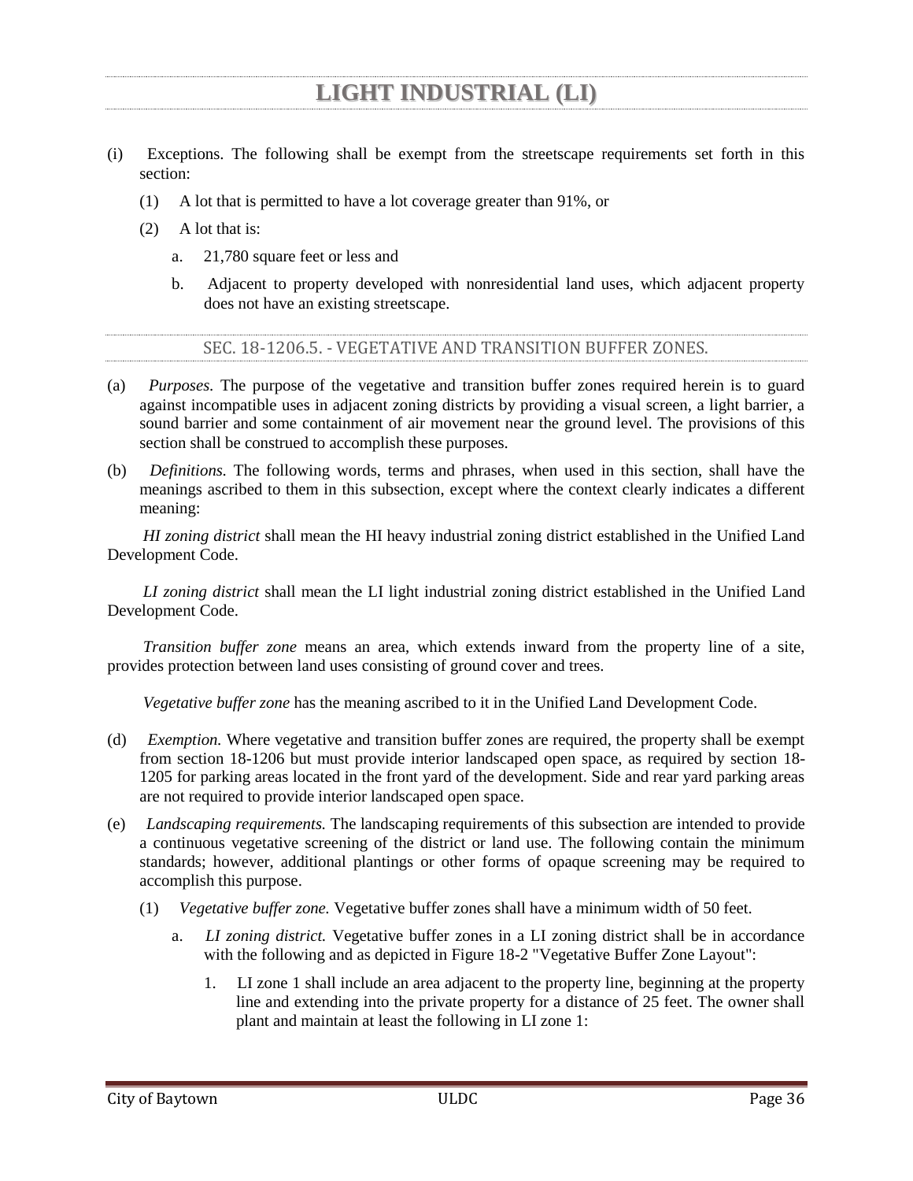# LIGHT INDUSTRIAL (LI)

(i) Exceptions. The following shall be exempt from the streetscape requirements set forth in this section:

(1) A lot that is permitted to have a lot coverage greater than 91%, or

(2) A lot that is:

a. 21,780 square feet or less and

b. Adjacent to property developed with nonresidential land uses, which adjacent property does not have an existing streetscape.

## SEC. 18-1206.5. - VEGETATIVE AND TRANSITION BUFFER ZONES.

(a) *Purposes.* The purpose of the vegetative and transition buffer zones required herein is to guard against incompatible uses in adjacent zoning districts by providing a visual screen, a light barrier, a sound barrier and some containment of air movement near the ground level. The provisions of this section shall be construed to accomplish these purposes.

(b) *Definitions.* The following words, terms and phrases, when used in this section, shall have the meanings ascribed to them in this subsection, except where the context clearly indicates a different meaning:

*HI zoning district* shall mean the HI heavy industrial zoning district established in the Unified Land Development Code.

*LI zoning district* shall mean the LI light industrial zoning district established in the Unified Land Development Code.

*Transition buffer zone* means an area, which extends inward from the property line of a site, provides protection between land uses consisting of ground cover and trees.

*Vegetative buffer zone* has the meaning ascribed to it in the Unified Land Development Code.

(d) *Exemption.* Where vegetative and transition buffer zones are required, the property shall be exempt from section 18-1206 but must provide interior landscaped open space, as required by section 18-1205 for parking areas located in the front yard of the development. Side and rear yard parking areas are not required to provide interior landscaped open space.

(e) *Landscaping requirements.* The landscaping requirements of this subsection are intended to provide a continuous vegetative screening of the district or land use. The following contain the minimum standards; however, additional plantings or other forms of opaque screening may be required to accomplish this purpose.

(1) *Vegetative buffer zone.* Vegetative buffer zones shall have a minimum width of 50 feet.

a. *LI zoning district.* Vegetative buffer zones in a LI zoning district shall be in accordance with the following and as depicted in Figure 18-2 "Vegetative Buffer Zone Layout":

1. LI zone 1 shall include an area adjacent to the property line, beginning at the property line and extending into the private property for a distance of 25 feet. The owner shall plant and maintain at least the following in LI zone 1: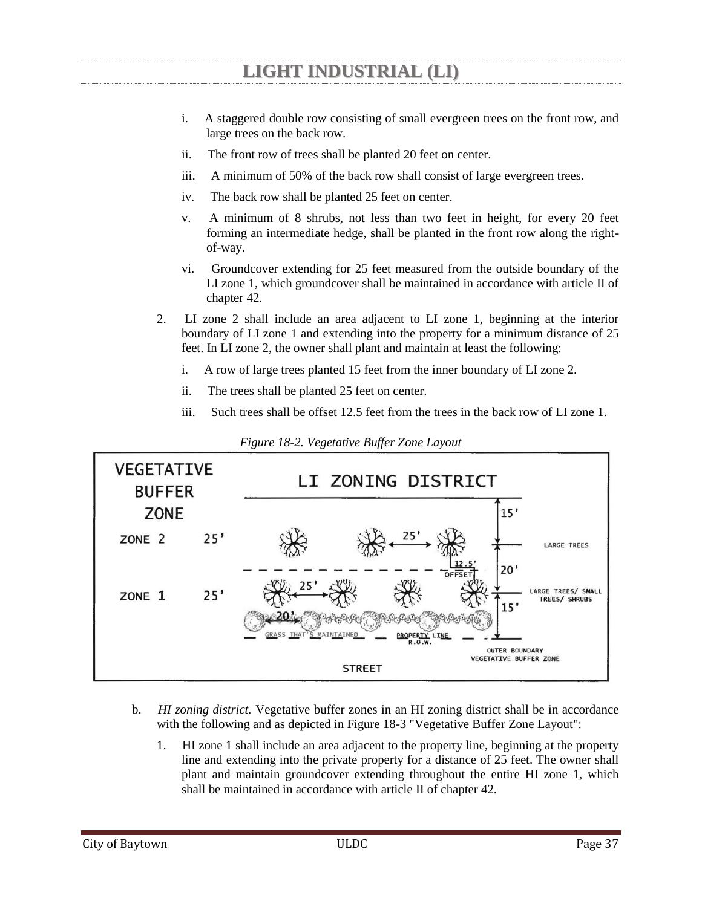# LIGHT INDUSTRIAL (LI)

i. A staggered double row consisting of small evergreen trees on the front row, and large trees on the back row.

ii. The front row of trees shall be planted 20 feet on center.

iii. A minimum of 50% of the back row shall consist of large evergreen trees.

iv. The back row shall be planted 25 feet on center.

v. A minimum of 8 shrubs, not less than two feet in height, for every 20 feet forming an intermediate hedge, shall be planted in the front row along the right-of-way.

vi. Groundcover extending for 25 feet measured from the outside boundary of the LI zone 1, which groundcover shall be maintained in accordance with article II of chapter 42.

2. LI zone 2 shall include an area adjacent to LI zone 1, beginning at the interior boundary of LI zone 1 and extending into the property for a minimum distance of 25 feet. In LI zone 2, the owner shall plant and maintain at least the following:

i. A row of large trees planted 15 feet from the inner boundary of LI zone 2.

ii. The trees shall be planted 25 feet on center.

iii. Such trees shall be offset 12.5 feet from the trees in the back row of LI zone 1.

*Figure 18-2. Vegetative Buffer Zone Layout*

VEGETATIVE BUFFER ZONE — LI ZONING DISTRICT

ZONE 2 25' — 15' — LARGE TREES — 25' — 12.5' OFFSET — 20'

ZONE 1 25' — 25' — LARGE TREES/ SMALL TREES/ SHRUBS — 20' — 15'

GRASS THAT'S MAINTAINED — PROPERTY LINE R.O.W. — OUTER BOUNDARY VEGETATIVE BUFFER ZONE

STREET

b. *HI zoning district.* Vegetative buffer zones in an HI zoning district shall be in accordance with the following and as depicted in Figure 18-3 "Vegetative Buffer Zone Layout":

1. HI zone 1 shall include an area adjacent to the property line, beginning at the property line and extending into the private property for a distance of 25 feet. The owner shall plant and maintain groundcover extending throughout the entire HI zone 1, which shall be maintained in accordance with article II of chapter 42.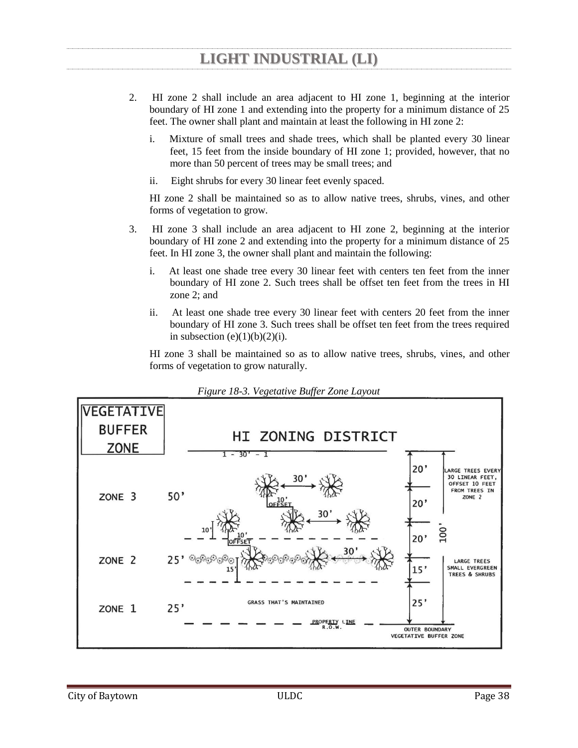# LIGHT INDUSTRIAL (LI)

2. HI zone 2 shall include an area adjacent to HI zone 1, beginning at the interior boundary of HI zone 1 and extending into the property for a minimum distance of 25 feet. The owner shall plant and maintain at least the following in HI zone 2:

   i. Mixture of small trees and shade trees, which shall be planted every 30 linear feet, 15 feet from the inside boundary of HI zone 1; provided, however, that no more than 50 percent of trees may be small trees; and

   ii. Eight shrubs for every 30 linear feet evenly spaced.

   HI zone 2 shall be maintained so as to allow native trees, shrubs, vines, and other forms of vegetation to grow.

3. HI zone 3 shall include an area adjacent to HI zone 2, beginning at the interior boundary of HI zone 2 and extending into the property for a minimum distance of 25 feet. In HI zone 3, the owner shall plant and maintain the following:

   i. At least one shade tree every 30 linear feet with centers ten feet from the inner boundary of HI zone 2. Such trees shall be offset ten feet from the trees in HI zone 2; and

   ii. At least one shade tree every 30 linear feet with centers 20 feet from the inner boundary of HI zone 3. Such trees shall be offset ten feet from the trees required in subsection (e)(1)(b)(2)(i).

   HI zone 3 shall be maintained so as to allow native trees, shrubs, vines, and other forms of vegetation to grow naturally.

*Figure 18-3. Vegetative Buffer Zone Layout*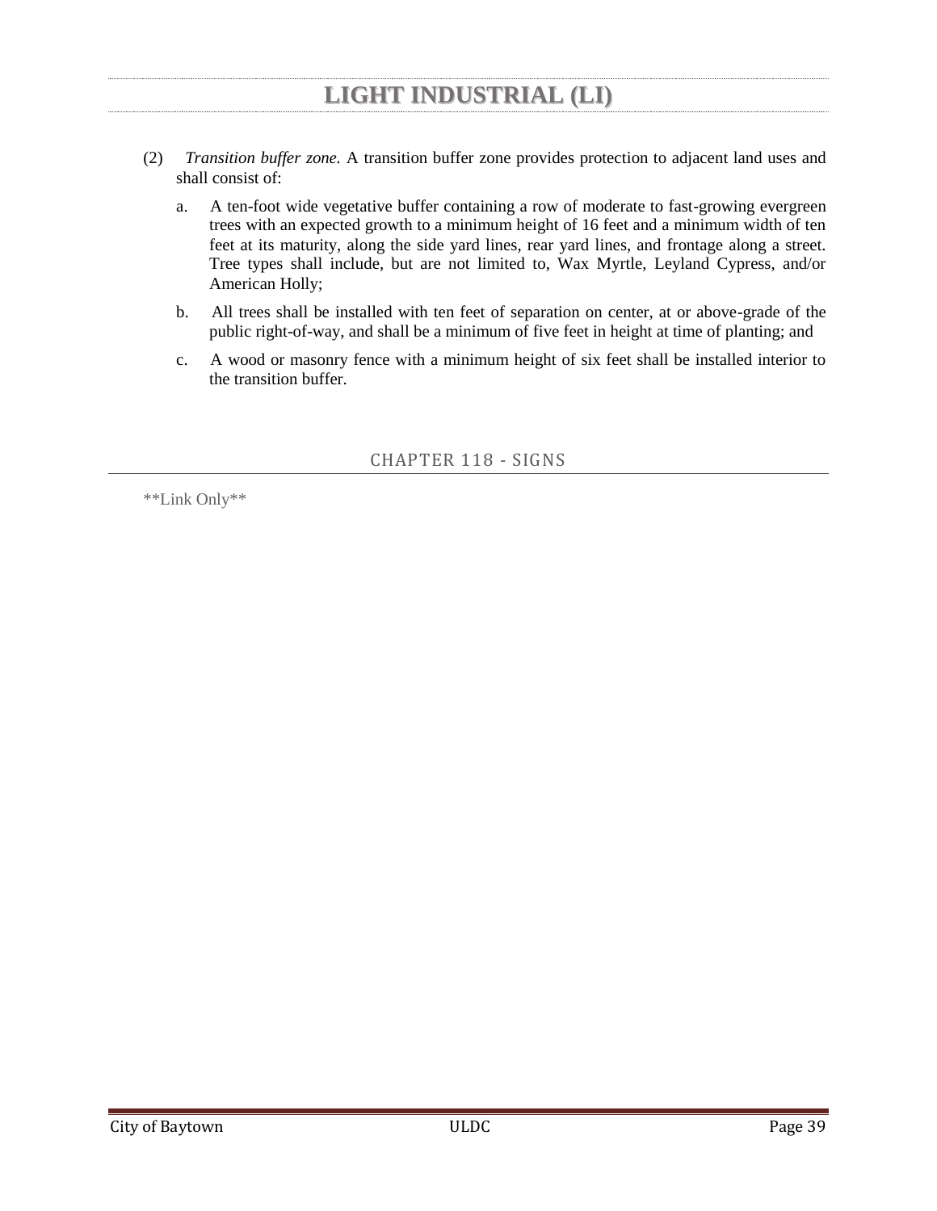(2) *Transition buffer zone.* A transition buffer zone provides protection to adjacent land uses and shall consist of:

a. A ten-foot wide vegetative buffer containing a row of moderate to fast-growing evergreen trees with an expected growth to a minimum height of 16 feet and a minimum width of ten feet at its maturity, along the side yard lines, rear yard lines, and frontage along a street. Tree types shall include, but are not limited to, Wax Myrtle, Leyland Cypress, and/or American Holly;

b. All trees shall be installed with ten feet of separation on center, at or above-grade of the public right-of-way, and shall be a minimum of five feet in height at time of planting; and

c. A wood or masonry fence with a minimum height of six feet shall be installed interior to the transition buffer.

## CHAPTER 118 - SIGNS

**Link Only**